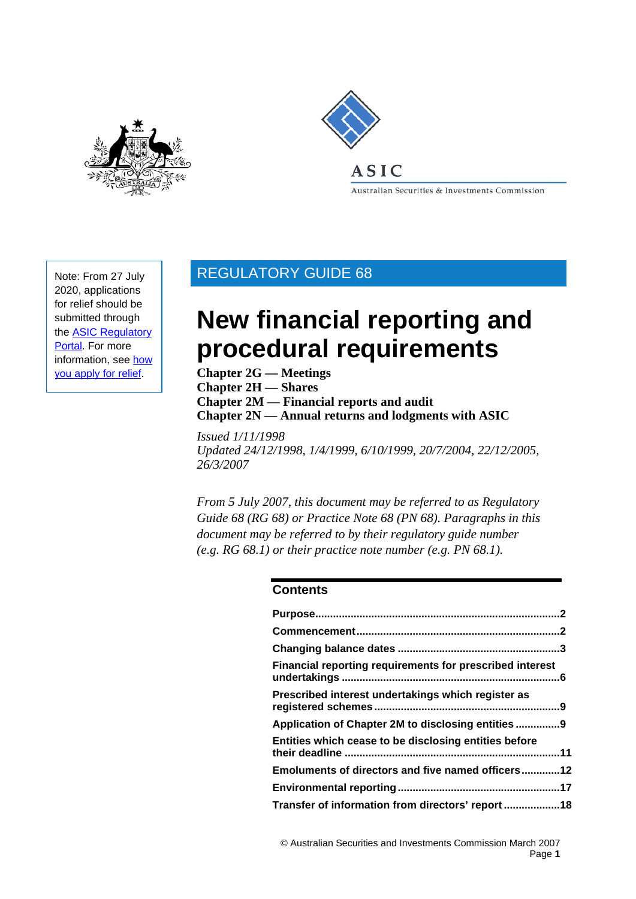ASIC

Australian Securities & Investments Commission

Note: From 27 July 2020, applications for relief should be submitted through the ASIC Regulatory Portal. For more information, see how you apply for relief.

REGULATORY GUIDE 68

# New financial reporting and procedural requirements

**Chapter 2G — Meetings**
**Chapter 2H — Shares**
**Chapter 2M — Financial reports and audit**
**Chapter 2N — Annual returns and lodgments with ASIC**

*Issued 1/11/1998*
*Updated 24/12/1998, 1/4/1999, 6/10/1999, 20/7/2004, 22/12/2005, 26/3/2007*

*From 5 July 2007, this document may be referred to as Regulatory Guide 68 (RG 68) or Practice Note 68 (PN 68). Paragraphs in this document may be referred to by their regulatory guide number (e.g. RG 68.1) or their practice note number (e.g. PN 68.1).*

## Contents

**Purpose** ........ 2
**Commencement** ........ 2
**Changing balance dates** ........ 3
**Financial reporting requirements for prescribed interest undertakings** ........ 6
**Prescribed interest undertakings which register as registered schemes** ........ 9
**Application of Chapter 2M to disclosing entities** ........ 9
**Entities which cease to be disclosing entities before their deadline** ........ 11
**Emoluments of directors and five named officers** ........ 12
**Environmental reporting** ........ 17
**Transfer of information from directors' report** ........ 18

© Australian Securities and Investments Commission March 2007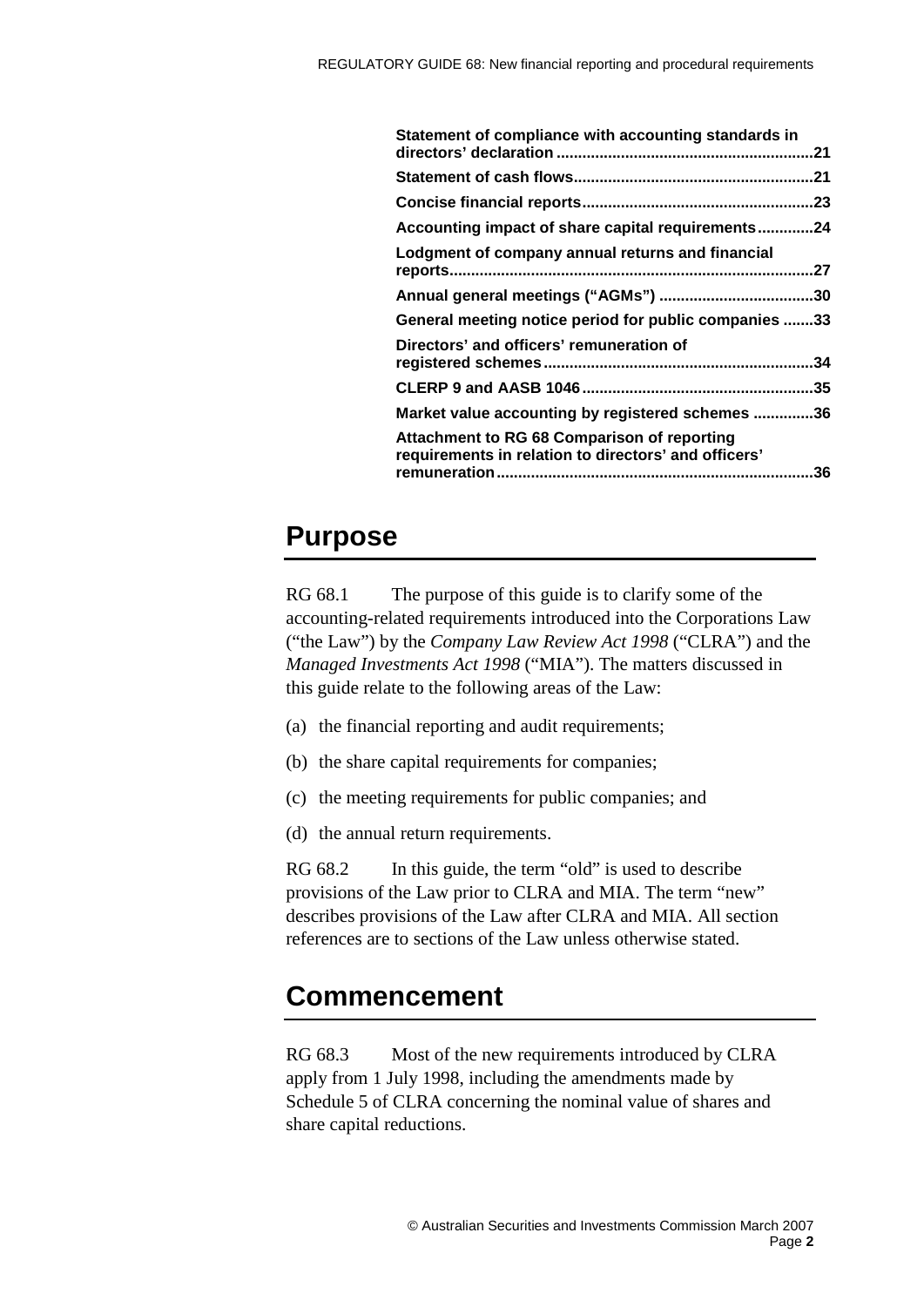**Statement of compliance with accounting standards in directors' declaration** ....................................................... 21

**Statement of cash flows** ....................................................... 21

**Concise financial reports** ....................................................... 23

**Accounting impact of share capital requirements** ............. 24

**Lodgment of company annual returns and financial reports** ....................................................... 27

**Annual general meetings ("AGMs")** .................................... 30

**General meeting notice period for public companies** ....... 33

**Directors' and officers' remuneration of registered schemes** ....................................................... 34

**CLERP 9 and AASB 1046** ....................................................... 35

**Market value accounting by registered schemes** .............. 36

**Attachment to RG 68 Comparison of reporting requirements in relation to directors' and officers' remuneration** ....................................................... 36

## Purpose

RG 68.1 The purpose of this guide is to clarify some of the accounting-related requirements introduced into the Corporations Law ("the Law") by the *Company Law Review Act 1998* ("CLRA") and the *Managed Investments Act 1998* ("MIA"). The matters discussed in this guide relate to the following areas of the Law:

(a) the financial reporting and audit requirements;

(b) the share capital requirements for companies;

(c) the meeting requirements for public companies; and

(d) the annual return requirements.

RG 68.2 In this guide, the term "old" is used to describe provisions of the Law prior to CLRA and MIA. The term "new" describes provisions of the Law after CLRA and MIA. All section references are to sections of the Law unless otherwise stated.

## Commencement

RG 68.3 Most of the new requirements introduced by CLRA apply from 1 July 1998, including the amendments made by Schedule 5 of CLRA concerning the nominal value of shares and share capital reductions.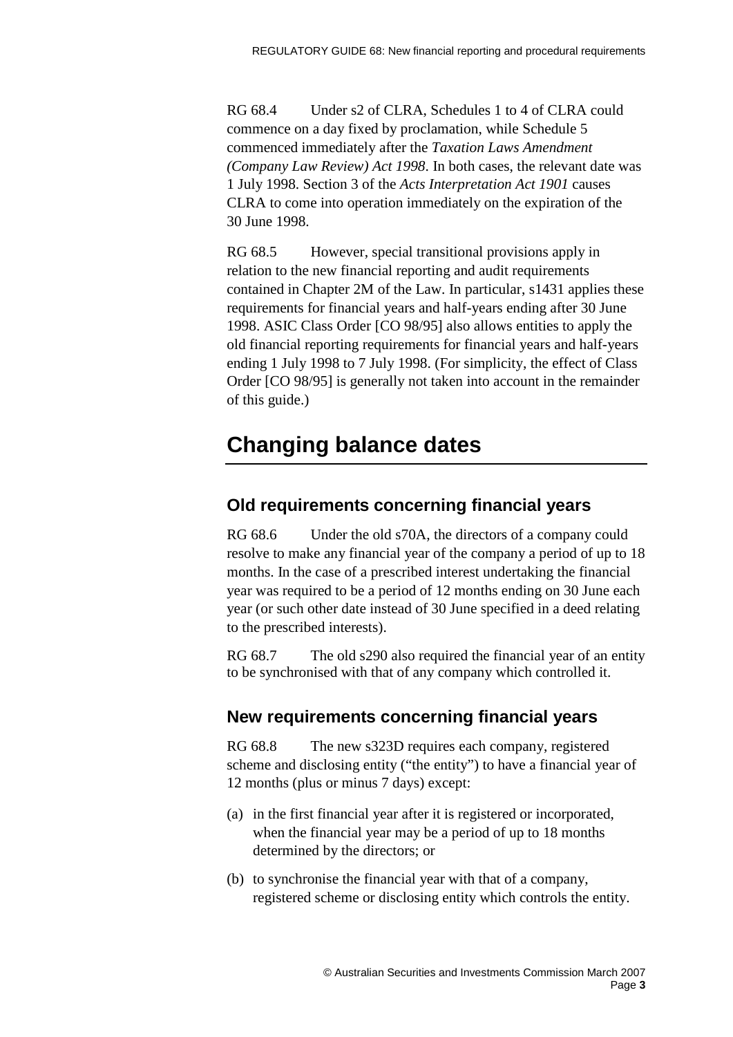RG 68.4 Under s2 of CLRA, Schedules 1 to 4 of CLRA could commence on a day fixed by proclamation, while Schedule 5 commenced immediately after the *Taxation Laws Amendment (Company Law Review) Act 1998*. In both cases, the relevant date was 1 July 1998. Section 3 of the *Acts Interpretation Act 1901* causes CLRA to come into operation immediately on the expiration of the 30 June 1998.

RG 68.5 However, special transitional provisions apply in relation to the new financial reporting and audit requirements contained in Chapter 2M of the Law. In particular, s1431 applies these requirements for financial years and half-years ending after 30 June 1998. ASIC Class Order [CO 98/95] also allows entities to apply the old financial reporting requirements for financial years and half-years ending 1 July 1998 to 7 July 1998. (For simplicity, the effect of Class Order [CO 98/95] is generally not taken into account in the remainder of this guide.)

# Changing balance dates

## Old requirements concerning financial years

RG 68.6 Under the old s70A, the directors of a company could resolve to make any financial year of the company a period of up to 18 months. In the case of a prescribed interest undertaking the financial year was required to be a period of 12 months ending on 30 June each year (or such other date instead of 30 June specified in a deed relating to the prescribed interests).

RG 68.7 The old s290 also required the financial year of an entity to be synchronised with that of any company which controlled it.

## New requirements concerning financial years

RG 68.8 The new s323D requires each company, registered scheme and disclosing entity ("the entity") to have a financial year of 12 months (plus or minus 7 days) except:

(a) in the first financial year after it is registered or incorporated, when the financial year may be a period of up to 18 months determined by the directors; or

(b) to synchronise the financial year with that of a company, registered scheme or disclosing entity which controls the entity.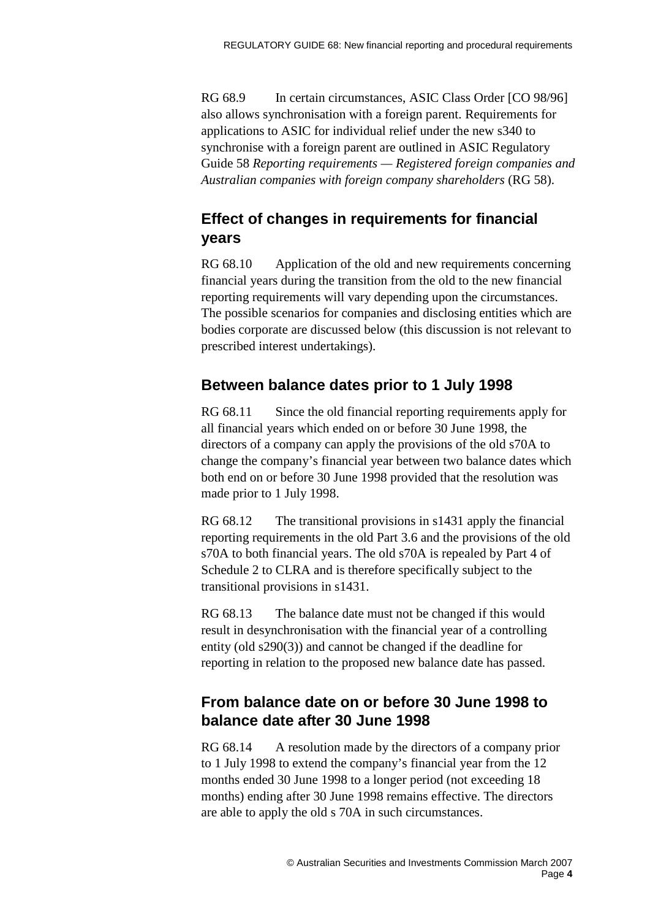RG 68.9 In certain circumstances, ASIC Class Order [CO 98/96] also allows synchronisation with a foreign parent. Requirements for applications to ASIC for individual relief under the new s340 to synchronise with a foreign parent are outlined in ASIC Regulatory Guide 58 *Reporting requirements — Registered foreign companies and Australian companies with foreign company shareholders* (RG 58).

## Effect of changes in requirements for financial years

RG 68.10 Application of the old and new requirements concerning financial years during the transition from the old to the new financial reporting requirements will vary depending upon the circumstances. The possible scenarios for companies and disclosing entities which are bodies corporate are discussed below (this discussion is not relevant to prescribed interest undertakings).

### Between balance dates prior to 1 July 1998

RG 68.11 Since the old financial reporting requirements apply for all financial years which ended on or before 30 June 1998, the directors of a company can apply the provisions of the old s70A to change the company's financial year between two balance dates which both end on or before 30 June 1998 provided that the resolution was made prior to 1 July 1998.

RG 68.12 The transitional provisions in s1431 apply the financial reporting requirements in the old Part 3.6 and the provisions of the old s70A to both financial years. The old s70A is repealed by Part 4 of Schedule 2 to CLRA and is therefore specifically subject to the transitional provisions in s1431.

RG 68.13 The balance date must not be changed if this would result in desynchronisation with the financial year of a controlling entity (old s290(3)) and cannot be changed if the deadline for reporting in relation to the proposed new balance date has passed.

### From balance date on or before 30 June 1998 to balance date after 30 June 1998

RG 68.14 A resolution made by the directors of a company prior to 1 July 1998 to extend the company's financial year from the 12 months ended 30 June 1998 to a longer period (not exceeding 18 months) ending after 30 June 1998 remains effective. The directors are able to apply the old s 70A in such circumstances.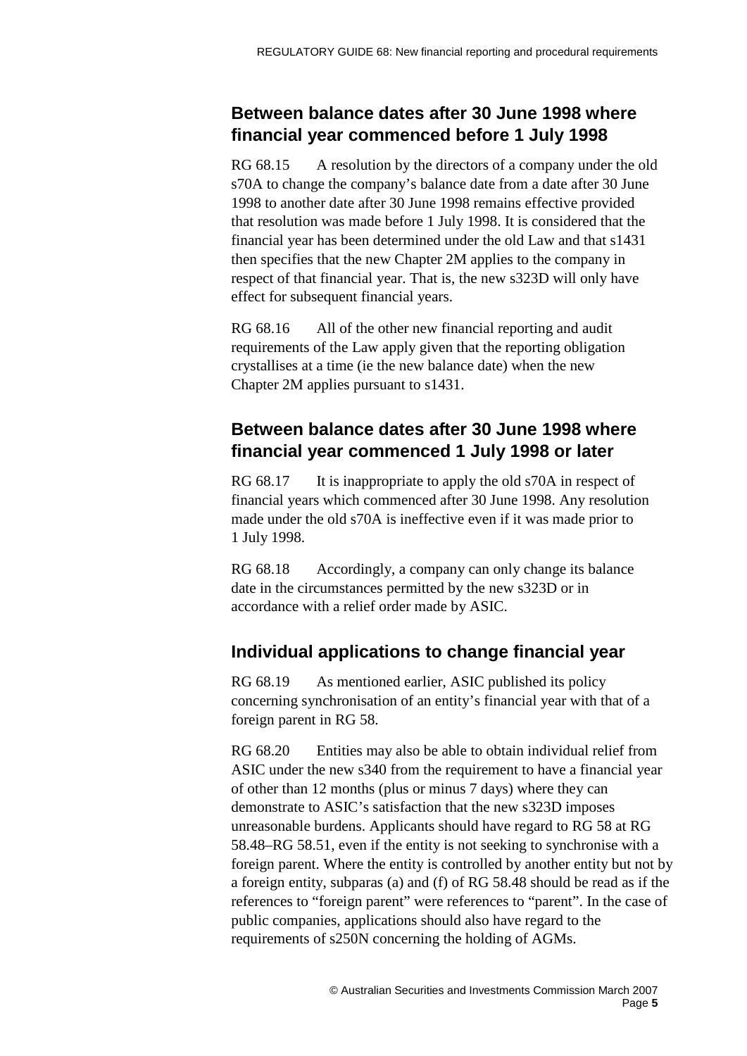## Between balance dates after 30 June 1998 where financial year commenced before 1 July 1998

RG 68.15 A resolution by the directors of a company under the old s70A to change the company's balance date from a date after 30 June 1998 to another date after 30 June 1998 remains effective provided that resolution was made before 1 July 1998. It is considered that the financial year has been determined under the old Law and that s1431 then specifies that the new Chapter 2M applies to the company in respect of that financial year. That is, the new s323D will only have effect for subsequent financial years.

RG 68.16 All of the other new financial reporting and audit requirements of the Law apply given that the reporting obligation crystallises at a time (ie the new balance date) when the new Chapter 2M applies pursuant to s1431.

## Between balance dates after 30 June 1998 where financial year commenced 1 July 1998 or later

RG 68.17 It is inappropriate to apply the old s70A in respect of financial years which commenced after 30 June 1998. Any resolution made under the old s70A is ineffective even if it was made prior to 1 July 1998.

RG 68.18 Accordingly, a company can only change its balance date in the circumstances permitted by the new s323D or in accordance with a relief order made by ASIC.

## Individual applications to change financial year

RG 68.19 As mentioned earlier, ASIC published its policy concerning synchronisation of an entity's financial year with that of a foreign parent in RG 58.

RG 68.20 Entities may also be able to obtain individual relief from ASIC under the new s340 from the requirement to have a financial year of other than 12 months (plus or minus 7 days) where they can demonstrate to ASIC's satisfaction that the new s323D imposes unreasonable burdens. Applicants should have regard to RG 58 at RG 58.48–RG 58.51, even if the entity is not seeking to synchronise with a foreign parent. Where the entity is controlled by another entity but not by a foreign entity, subparas (a) and (f) of RG 58.48 should be read as if the references to "foreign parent" were references to "parent". In the case of public companies, applications should also have regard to the requirements of s250N concerning the holding of AGMs.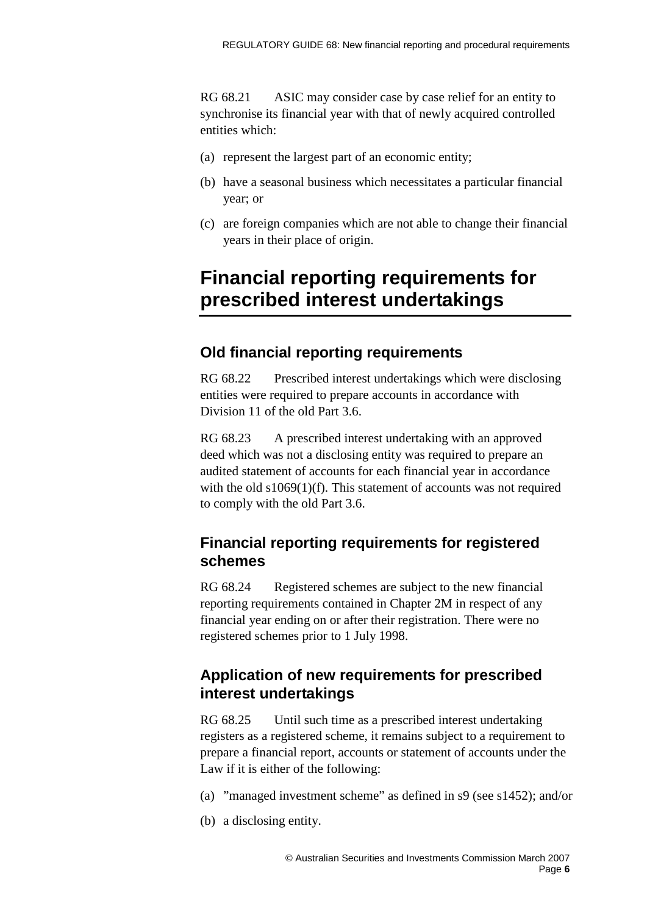RG 68.21 ASIC may consider case by case relief for an entity to synchronise its financial year with that of newly acquired controlled entities which:

(a) represent the largest part of an economic entity;

(b) have a seasonal business which necessitates a particular financial year; or

(c) are foreign companies which are not able to change their financial years in their place of origin.

# Financial reporting requirements for prescribed interest undertakings

## Old financial reporting requirements

RG 68.22 Prescribed interest undertakings which were disclosing entities were required to prepare accounts in accordance with Division 11 of the old Part 3.6.

RG 68.23 A prescribed interest undertaking with an approved deed which was not a disclosing entity was required to prepare an audited statement of accounts for each financial year in accordance with the old s1069(1)(f). This statement of accounts was not required to comply with the old Part 3.6.

## Financial reporting requirements for registered schemes

RG 68.24 Registered schemes are subject to the new financial reporting requirements contained in Chapter 2M in respect of any financial year ending on or after their registration. There were no registered schemes prior to 1 July 1998.

## Application of new requirements for prescribed interest undertakings

RG 68.25 Until such time as a prescribed interest undertaking registers as a registered scheme, it remains subject to a requirement to prepare a financial report, accounts or statement of accounts under the Law if it is either of the following:

(a) ”managed investment scheme” as defined in s9 (see s1452); and/or

(b) a disclosing entity.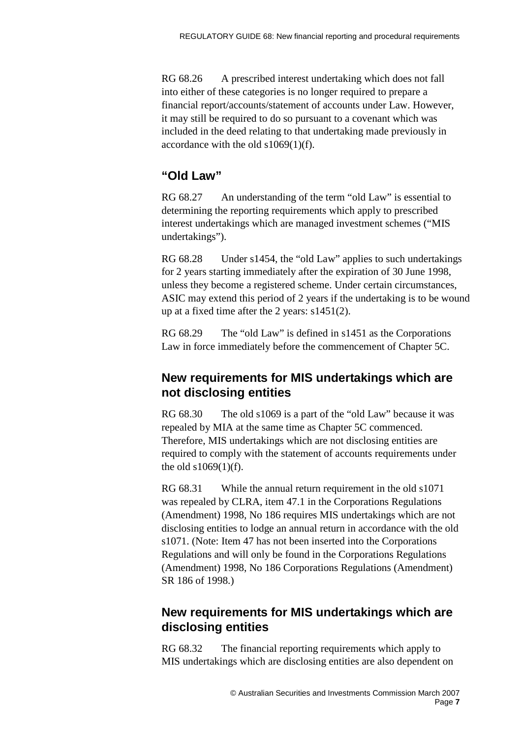RG 68.26 A prescribed interest undertaking which does not fall into either of these categories is no longer required to prepare a financial report/accounts/statement of accounts under Law. However, it may still be required to do so pursuant to a covenant which was included in the deed relating to that undertaking made previously in accordance with the old s1069(1)(f).

## "Old Law"

RG 68.27 An understanding of the term "old Law" is essential to determining the reporting requirements which apply to prescribed interest undertakings which are managed investment schemes ("MIS undertakings").

RG 68.28 Under s1454, the "old Law" applies to such undertakings for 2 years starting immediately after the expiration of 30 June 1998, unless they become a registered scheme. Under certain circumstances, ASIC may extend this period of 2 years if the undertaking is to be wound up at a fixed time after the 2 years: s1451(2).

RG 68.29 The "old Law" is defined in s1451 as the Corporations Law in force immediately before the commencement of Chapter 5C.

## New requirements for MIS undertakings which are not disclosing entities

RG 68.30 The old s1069 is a part of the "old Law" because it was repealed by MIA at the same time as Chapter 5C commenced. Therefore, MIS undertakings which are not disclosing entities are required to comply with the statement of accounts requirements under the old s1069(1)(f).

RG 68.31 While the annual return requirement in the old s1071 was repealed by CLRA, item 47.1 in the Corporations Regulations (Amendment) 1998, No 186 requires MIS undertakings which are not disclosing entities to lodge an annual return in accordance with the old s1071. (Note: Item 47 has not been inserted into the Corporations Regulations and will only be found in the Corporations Regulations (Amendment) 1998, No 186 Corporations Regulations (Amendment) SR 186 of 1998.)

## New requirements for MIS undertakings which are disclosing entities

RG 68.32 The financial reporting requirements which apply to MIS undertakings which are disclosing entities are also dependent on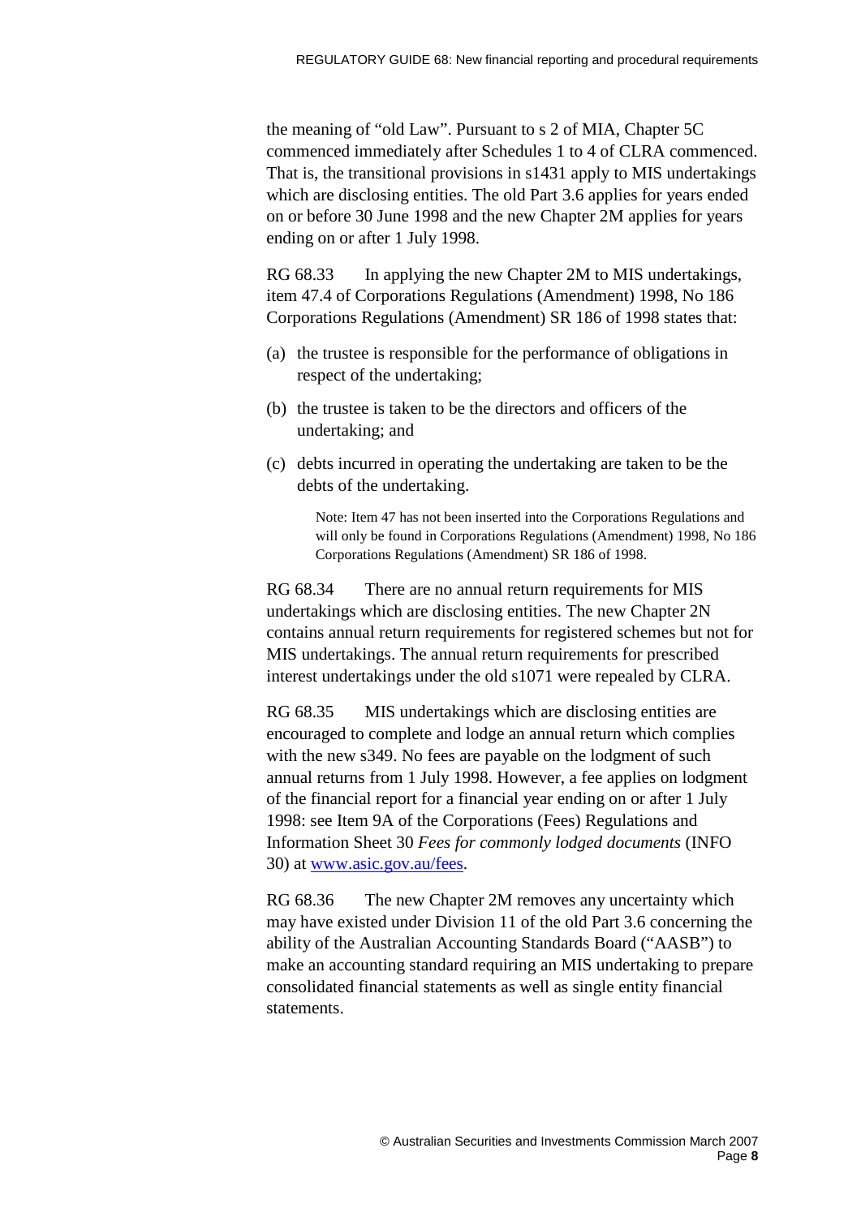the meaning of “old Law”. Pursuant to s 2 of MIA, Chapter 5C commenced immediately after Schedules 1 to 4 of CLRA commenced. That is, the transitional provisions in s1431 apply to MIS undertakings which are disclosing entities. The old Part 3.6 applies for years ended on or before 30 June 1998 and the new Chapter 2M applies for years ending on or after 1 July 1998.

RG 68.33 In applying the new Chapter 2M to MIS undertakings, item 47.4 of Corporations Regulations (Amendment) 1998, No 186 Corporations Regulations (Amendment) SR 186 of 1998 states that:

(a) the trustee is responsible for the performance of obligations in respect of the undertaking;

(b) the trustee is taken to be the directors and officers of the undertaking; and

(c) debts incurred in operating the undertaking are taken to be the debts of the undertaking.

> Note: Item 47 has not been inserted into the Corporations Regulations and will only be found in Corporations Regulations (Amendment) 1998, No 186 Corporations Regulations (Amendment) SR 186 of 1998.

RG 68.34 There are no annual return requirements for MIS undertakings which are disclosing entities. The new Chapter 2N contains annual return requirements for registered schemes but not for MIS undertakings. The annual return requirements for prescribed interest undertakings under the old s1071 were repealed by CLRA.

RG 68.35 MIS undertakings which are disclosing entities are encouraged to complete and lodge an annual return which complies with the new s349. No fees are payable on the lodgment of such annual returns from 1 July 1998. However, a fee applies on lodgment of the financial report for a financial year ending on or after 1 July 1998: see Item 9A of the Corporations (Fees) Regulations and Information Sheet 30 *Fees for commonly lodged documents* (INFO 30) at www.asic.gov.au/fees.

RG 68.36 The new Chapter 2M removes any uncertainty which may have existed under Division 11 of the old Part 3.6 concerning the ability of the Australian Accounting Standards Board (“AASB”) to make an accounting standard requiring an MIS undertaking to prepare consolidated financial statements as well as single entity financial statements.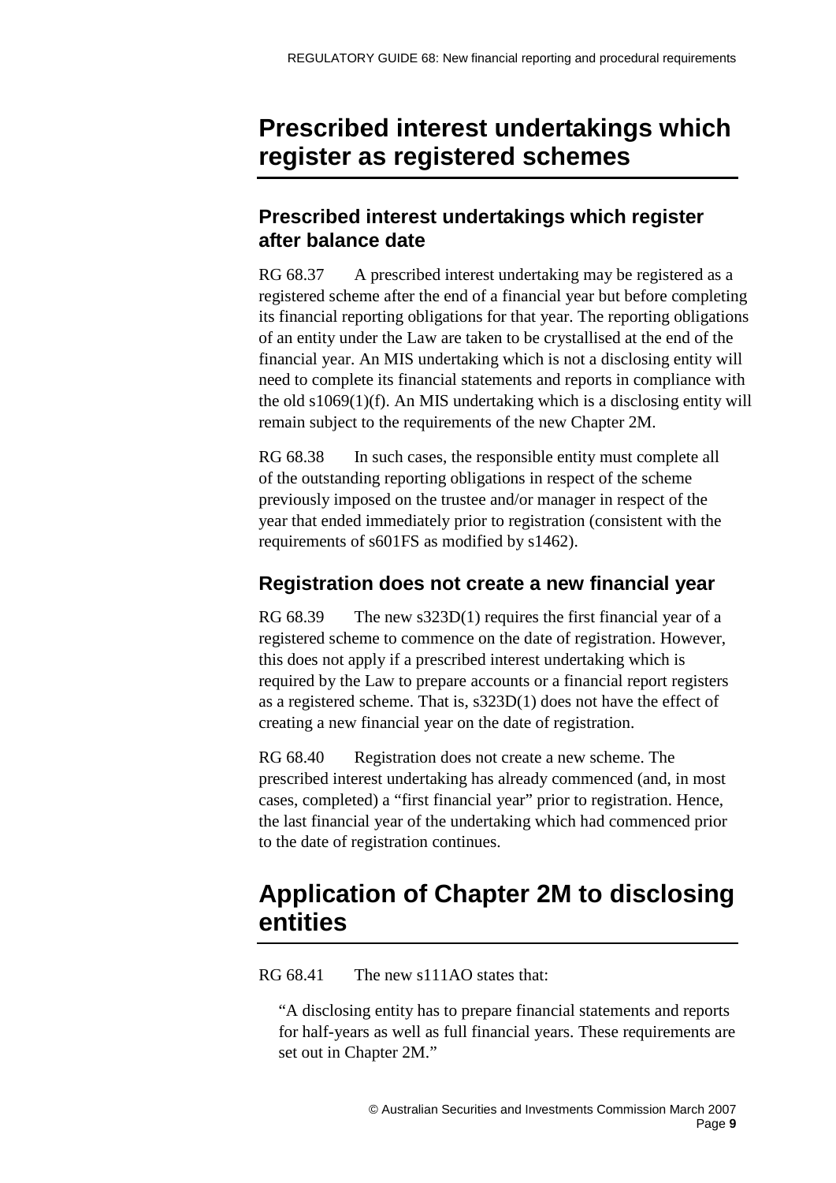# Prescribed interest undertakings which register as registered schemes

## Prescribed interest undertakings which register after balance date

RG 68.37 A prescribed interest undertaking may be registered as a registered scheme after the end of a financial year but before completing its financial reporting obligations for that year. The reporting obligations of an entity under the Law are taken to be crystallised at the end of the financial year. An MIS undertaking which is not a disclosing entity will need to complete its financial statements and reports in compliance with the old s1069(1)(f). An MIS undertaking which is a disclosing entity will remain subject to the requirements of the new Chapter 2M.

RG 68.38 In such cases, the responsible entity must complete all of the outstanding reporting obligations in respect of the scheme previously imposed on the trustee and/or manager in respect of the year that ended immediately prior to registration (consistent with the requirements of s601FS as modified by s1462).

## Registration does not create a new financial year

RG 68.39 The new s323D(1) requires the first financial year of a registered scheme to commence on the date of registration. However, this does not apply if a prescribed interest undertaking which is required by the Law to prepare accounts or a financial report registers as a registered scheme. That is, s323D(1) does not have the effect of creating a new financial year on the date of registration.

RG 68.40 Registration does not create a new scheme. The prescribed interest undertaking has already commenced (and, in most cases, completed) a "first financial year" prior to registration. Hence, the last financial year of the undertaking which had commenced prior to the date of registration continues.

# Application of Chapter 2M to disclosing entities

RG 68.41 The new s111AO states that:

> "A disclosing entity has to prepare financial statements and reports for half-years as well as full financial years. These requirements are set out in Chapter 2M."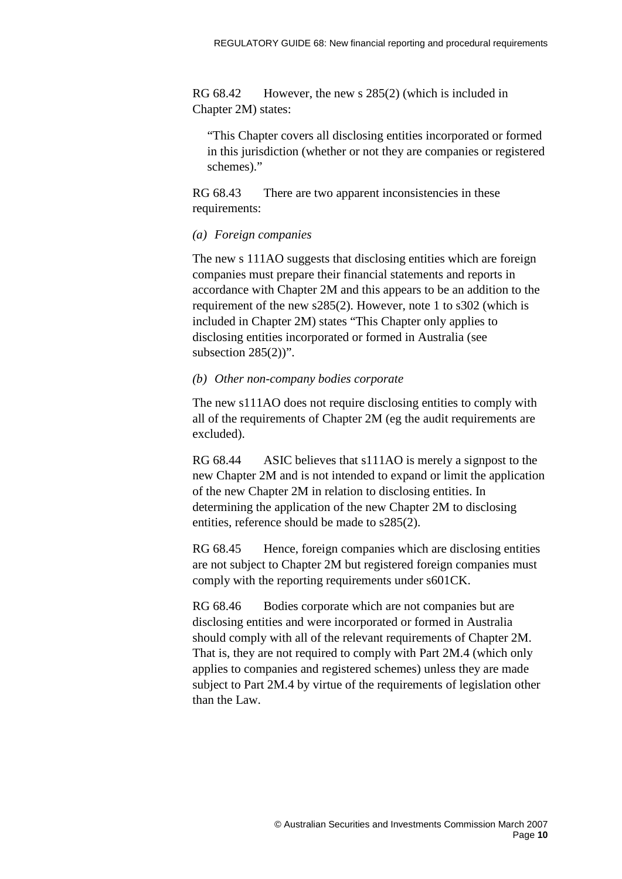RG 68.42 However, the new s 285(2) (which is included in Chapter 2M) states:

> "This Chapter covers all disclosing entities incorporated or formed in this jurisdiction (whether or not they are companies or registered schemes)."

RG 68.43 There are two apparent inconsistencies in these requirements:

*(a) Foreign companies*

The new s 111AO suggests that disclosing entities which are foreign companies must prepare their financial statements and reports in accordance with Chapter 2M and this appears to be an addition to the requirement of the new s285(2). However, note 1 to s302 (which is included in Chapter 2M) states "This Chapter only applies to disclosing entities incorporated or formed in Australia (see subsection 285(2))".

*(b) Other non-company bodies corporate*

The new s111AO does not require disclosing entities to comply with all of the requirements of Chapter 2M (eg the audit requirements are excluded).

RG 68.44 ASIC believes that s111AO is merely a signpost to the new Chapter 2M and is not intended to expand or limit the application of the new Chapter 2M in relation to disclosing entities. In determining the application of the new Chapter 2M to disclosing entities, reference should be made to s285(2).

RG 68.45 Hence, foreign companies which are disclosing entities are not subject to Chapter 2M but registered foreign companies must comply with the reporting requirements under s601CK.

RG 68.46 Bodies corporate which are not companies but are disclosing entities and were incorporated or formed in Australia should comply with all of the relevant requirements of Chapter 2M. That is, they are not required to comply with Part 2M.4 (which only applies to companies and registered schemes) unless they are made subject to Part 2M.4 by virtue of the requirements of legislation other than the Law.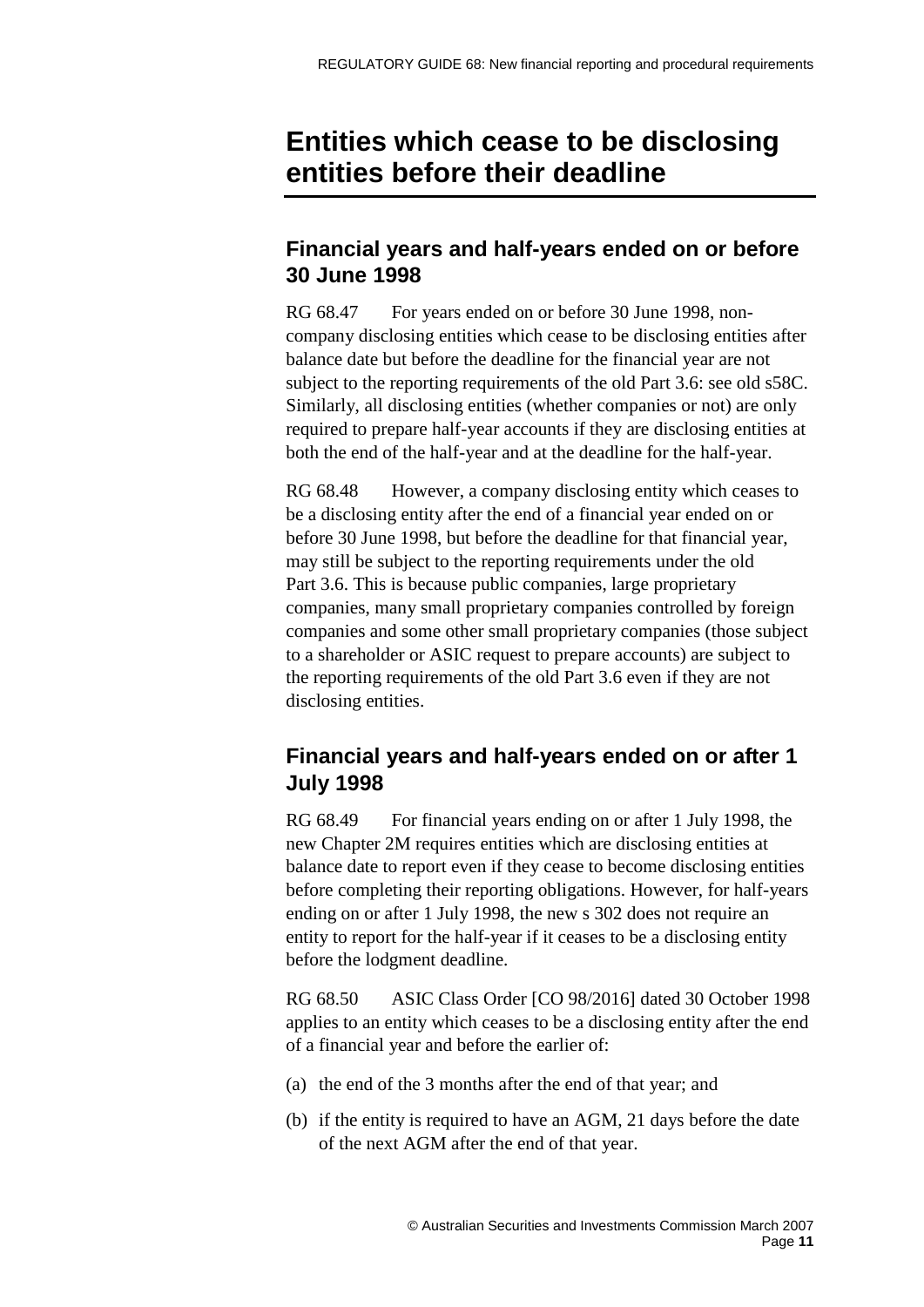# Entities which cease to be disclosing entities before their deadline

## Financial years and half-years ended on or before 30 June 1998

RG 68.47 For years ended on or before 30 June 1998, non-company disclosing entities which cease to be disclosing entities after balance date but before the deadline for the financial year are not subject to the reporting requirements of the old Part 3.6: see old s58C. Similarly, all disclosing entities (whether companies or not) are only required to prepare half-year accounts if they are disclosing entities at both the end of the half-year and at the deadline for the half-year.

RG 68.48 However, a company disclosing entity which ceases to be a disclosing entity after the end of a financial year ended on or before 30 June 1998, but before the deadline for that financial year, may still be subject to the reporting requirements under the old Part 3.6. This is because public companies, large proprietary companies, many small proprietary companies controlled by foreign companies and some other small proprietary companies (those subject to a shareholder or ASIC request to prepare accounts) are subject to the reporting requirements of the old Part 3.6 even if they are not disclosing entities.

## Financial years and half-years ended on or after 1 July 1998

RG 68.49 For financial years ending on or after 1 July 1998, the new Chapter 2M requires entities which are disclosing entities at balance date to report even if they cease to become disclosing entities before completing their reporting obligations. However, for half-years ending on or after 1 July 1998, the new s 302 does not require an entity to report for the half-year if it ceases to be a disclosing entity before the lodgment deadline.

RG 68.50 ASIC Class Order [CO 98/2016] dated 30 October 1998 applies to an entity which ceases to be a disclosing entity after the end of a financial year and before the earlier of:

(a) the end of the 3 months after the end of that year; and

(b) if the entity is required to have an AGM, 21 days before the date of the next AGM after the end of that year.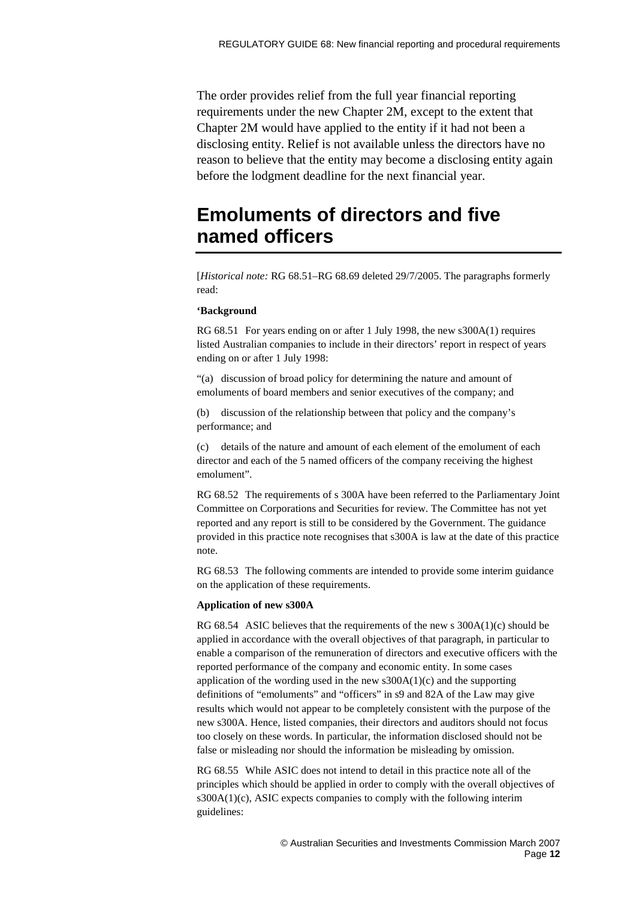The order provides relief from the full year financial reporting requirements under the new Chapter 2M, except to the extent that Chapter 2M would have applied to the entity if it had not been a disclosing entity. Relief is not available unless the directors have no reason to believe that the entity may become a disclosing entity again before the lodgment deadline for the next financial year.

## Emoluments of directors and five named officers

[*Historical note:* RG 68.51–RG 68.69 deleted 29/7/2005. The paragraphs formerly read:

**'Background**

RG 68.51 For years ending on or after 1 July 1998, the new s300A(1) requires listed Australian companies to include in their directors' report in respect of years ending on or after 1 July 1998:

"(a) discussion of broad policy for determining the nature and amount of emoluments of board members and senior executives of the company; and

(b) discussion of the relationship between that policy and the company's performance; and

(c) details of the nature and amount of each element of the emolument of each director and each of the 5 named officers of the company receiving the highest emolument".

RG 68.52 The requirements of s 300A have been referred to the Parliamentary Joint Committee on Corporations and Securities for review. The Committee has not yet reported and any report is still to be considered by the Government. The guidance provided in this practice note recognises that s300A is law at the date of this practice note.

RG 68.53 The following comments are intended to provide some interim guidance on the application of these requirements.

**Application of new s300A**

RG 68.54 ASIC believes that the requirements of the new s 300A(1)(c) should be applied in accordance with the overall objectives of that paragraph, in particular to enable a comparison of the remuneration of directors and executive officers with the reported performance of the company and economic entity. In some cases application of the wording used in the new s300A(1)(c) and the supporting definitions of "emoluments" and "officers" in s9 and 82A of the Law may give results which would not appear to be completely consistent with the purpose of the new s300A. Hence, listed companies, their directors and auditors should not focus too closely on these words. In particular, the information disclosed should not be false or misleading nor should the information be misleading by omission.

RG 68.55 While ASIC does not intend to detail in this practice note all of the principles which should be applied in order to comply with the overall objectives of s300A(1)(c), ASIC expects companies to comply with the following interim guidelines: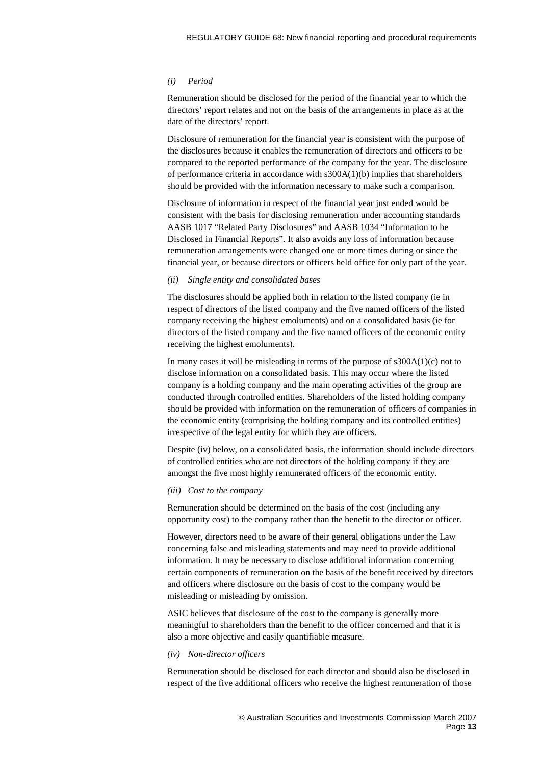*(i) Period*

Remuneration should be disclosed for the period of the financial year to which the directors' report relates and not on the basis of the arrangements in place as at the date of the directors' report.

Disclosure of remuneration for the financial year is consistent with the purpose of the disclosures because it enables the remuneration of directors and officers to be compared to the reported performance of the company for the year. The disclosure of performance criteria in accordance with s300A(1)(b) implies that shareholders should be provided with the information necessary to make such a comparison.

Disclosure of information in respect of the financial year just ended would be consistent with the basis for disclosing remuneration under accounting standards AASB 1017 "Related Party Disclosures" and AASB 1034 "Information to be Disclosed in Financial Reports". It also avoids any loss of information because remuneration arrangements were changed one or more times during or since the financial year, or because directors or officers held office for only part of the year.

*(ii) Single entity and consolidated bases*

The disclosures should be applied both in relation to the listed company (ie in respect of directors of the listed company and the five named officers of the listed company receiving the highest emoluments) and on a consolidated basis (ie for directors of the listed company and the five named officers of the economic entity receiving the highest emoluments).

In many cases it will be misleading in terms of the purpose of s300A(1)(c) not to disclose information on a consolidated basis. This may occur where the listed company is a holding company and the main operating activities of the group are conducted through controlled entities. Shareholders of the listed holding company should be provided with information on the remuneration of officers of companies in the economic entity (comprising the holding company and its controlled entities) irrespective of the legal entity for which they are officers.

Despite (iv) below, on a consolidated basis, the information should include directors of controlled entities who are not directors of the holding company if they are amongst the five most highly remunerated officers of the economic entity.

*(iii) Cost to the company*

Remuneration should be determined on the basis of the cost (including any opportunity cost) to the company rather than the benefit to the director or officer.

However, directors need to be aware of their general obligations under the Law concerning false and misleading statements and may need to provide additional information. It may be necessary to disclose additional information concerning certain components of remuneration on the basis of the benefit received by directors and officers where disclosure on the basis of cost to the company would be misleading or misleading by omission.

ASIC believes that disclosure of the cost to the company is generally more meaningful to shareholders than the benefit to the officer concerned and that it is also a more objective and easily quantifiable measure.

*(iv) Non-director officers*

Remuneration should be disclosed for each director and should also be disclosed in respect of the five additional officers who receive the highest remuneration of those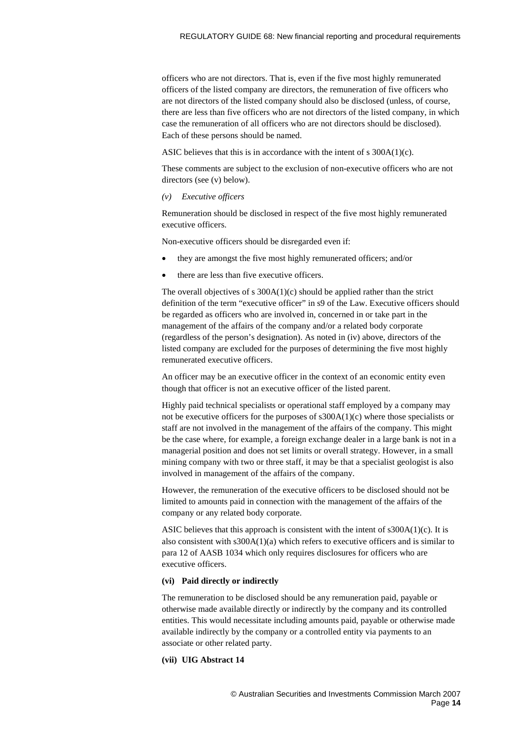officers who are not directors. That is, even if the five most highly remunerated officers of the listed company are directors, the remuneration of five officers who are not directors of the listed company should also be disclosed (unless, of course, there are less than five officers who are not directors of the listed company, in which case the remuneration of all officers who are not directors should be disclosed). Each of these persons should be named.

ASIC believes that this is in accordance with the intent of s 300A(1)(c).

These comments are subject to the exclusion of non-executive officers who are not directors (see (v) below).

*(v) Executive officers*

Remuneration should be disclosed in respect of the five most highly remunerated executive officers.

Non-executive officers should be disregarded even if:

- they are amongst the five most highly remunerated officers; and/or
- there are less than five executive officers.

The overall objectives of s 300A(1)(c) should be applied rather than the strict definition of the term "executive officer" in s9 of the Law. Executive officers should be regarded as officers who are involved in, concerned in or take part in the management of the affairs of the company and/or a related body corporate (regardless of the person's designation). As noted in (iv) above, directors of the listed company are excluded for the purposes of determining the five most highly remunerated executive officers.

An officer may be an executive officer in the context of an economic entity even though that officer is not an executive officer of the listed parent.

Highly paid technical specialists or operational staff employed by a company may not be executive officers for the purposes of s300A(1)(c) where those specialists or staff are not involved in the management of the affairs of the company. This might be the case where, for example, a foreign exchange dealer in a large bank is not in a managerial position and does not set limits or overall strategy. However, in a small mining company with two or three staff, it may be that a specialist geologist is also involved in management of the affairs of the company.

However, the remuneration of the executive officers to be disclosed should not be limited to amounts paid in connection with the management of the affairs of the company or any related body corporate.

ASIC believes that this approach is consistent with the intent of s300A(1)(c). It is also consistent with s300A(1)(a) which refers to executive officers and is similar to para 12 of AASB 1034 which only requires disclosures for officers who are executive officers.

**(vi) Paid directly or indirectly**

The remuneration to be disclosed should be any remuneration paid, payable or otherwise made available directly or indirectly by the company and its controlled entities. This would necessitate including amounts paid, payable or otherwise made available indirectly by the company or a controlled entity via payments to an associate or other related party.

**(vii) UIG Abstract 14**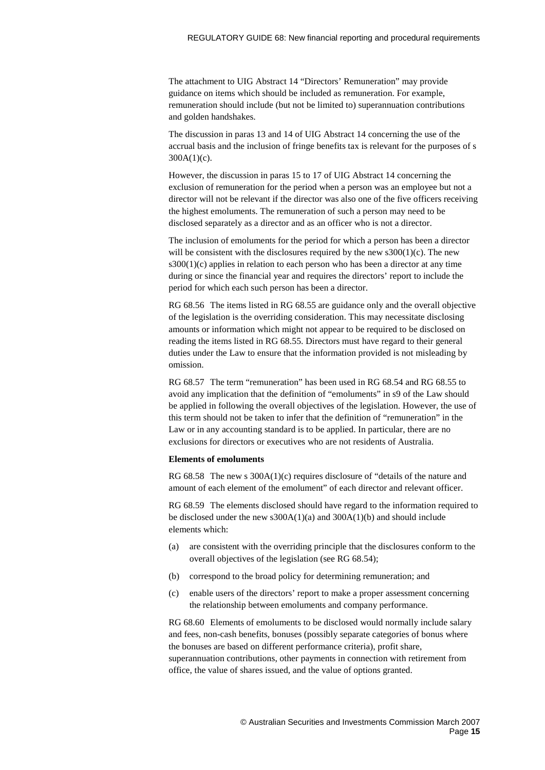The attachment to UIG Abstract 14 "Directors' Remuneration" may provide guidance on items which should be included as remuneration. For example, remuneration should include (but not be limited to) superannuation contributions and golden handshakes.

The discussion in paras 13 and 14 of UIG Abstract 14 concerning the use of the accrual basis and the inclusion of fringe benefits tax is relevant for the purposes of s 300A(1)(c).

However, the discussion in paras 15 to 17 of UIG Abstract 14 concerning the exclusion of remuneration for the period when a person was an employee but not a director will not be relevant if the director was also one of the five officers receiving the highest emoluments. The remuneration of such a person may need to be disclosed separately as a director and as an officer who is not a director.

The inclusion of emoluments for the period for which a person has been a director will be consistent with the disclosures required by the new s300(1)(c). The new s300(1)(c) applies in relation to each person who has been a director at any time during or since the financial year and requires the directors' report to include the period for which each such person has been a director.

RG 68.56 The items listed in RG 68.55 are guidance only and the overall objective of the legislation is the overriding consideration. This may necessitate disclosing amounts or information which might not appear to be required to be disclosed on reading the items listed in RG 68.55. Directors must have regard to their general duties under the Law to ensure that the information provided is not misleading by omission.

RG 68.57 The term "remuneration" has been used in RG 68.54 and RG 68.55 to avoid any implication that the definition of "emoluments" in s9 of the Law should be applied in following the overall objectives of the legislation. However, the use of this term should not be taken to infer that the definition of "remuneration" in the Law or in any accounting standard is to be applied. In particular, there are no exclusions for directors or executives who are not residents of Australia.

**Elements of emoluments**

RG 68.58 The new s 300A(1)(c) requires disclosure of "details of the nature and amount of each element of the emolument" of each director and relevant officer.

RG 68.59 The elements disclosed should have regard to the information required to be disclosed under the new s300A(1)(a) and 300A(1)(b) and should include elements which:

(a) are consistent with the overriding principle that the disclosures conform to the overall objectives of the legislation (see RG 68.54);

(b) correspond to the broad policy for determining remuneration; and

(c) enable users of the directors' report to make a proper assessment concerning the relationship between emoluments and company performance.

RG 68.60 Elements of emoluments to be disclosed would normally include salary and fees, non-cash benefits, bonuses (possibly separate categories of bonus where the bonuses are based on different performance criteria), profit share, superannuation contributions, other payments in connection with retirement from office, the value of shares issued, and the value of options granted.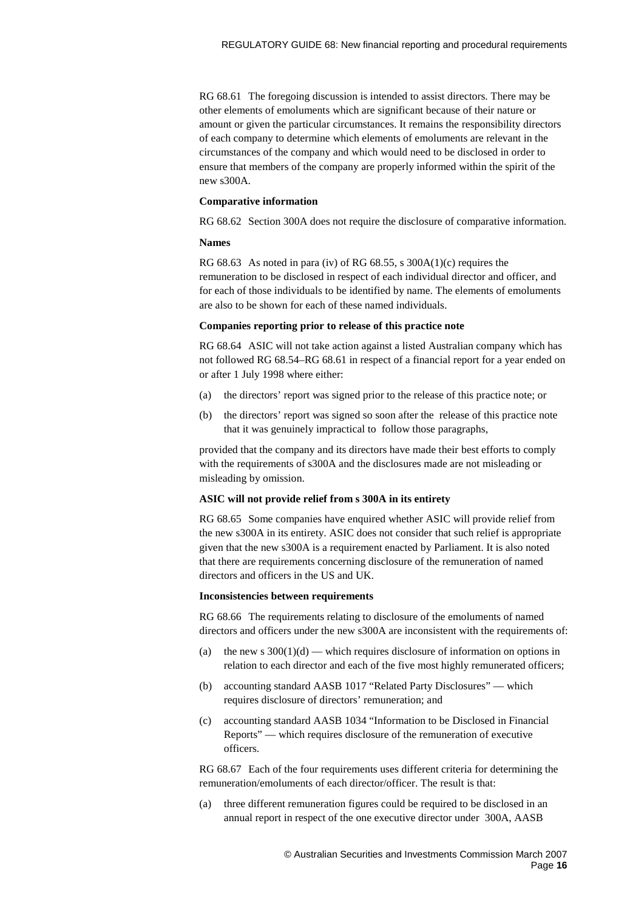RG 68.61 The foregoing discussion is intended to assist directors. There may be other elements of emoluments which are significant because of their nature or amount or given the particular circumstances. It remains the responsibility directors of each company to determine which elements of emoluments are relevant in the circumstances of the company and which would need to be disclosed in order to ensure that members of the company are properly informed within the spirit of the new s300A.

**Comparative information**

RG 68.62 Section 300A does not require the disclosure of comparative information.

**Names**

RG 68.63 As noted in para (iv) of RG 68.55, s 300A(1)(c) requires the remuneration to be disclosed in respect of each individual director and officer, and for each of those individuals to be identified by name. The elements of emoluments are also to be shown for each of these named individuals.

**Companies reporting prior to release of this practice note**

RG 68.64 ASIC will not take action against a listed Australian company which has not followed RG 68.54–RG 68.61 in respect of a financial report for a year ended on or after 1 July 1998 where either:

(a) the directors' report was signed prior to the release of this practice note; or

(b) the directors' report was signed so soon after the release of this practice note that it was genuinely impractical to follow those paragraphs,

provided that the company and its directors have made their best efforts to comply with the requirements of s300A and the disclosures made are not misleading or misleading by omission.

**ASIC will not provide relief from s 300A in its entirety**

RG 68.65 Some companies have enquired whether ASIC will provide relief from the new s300A in its entirety. ASIC does not consider that such relief is appropriate given that the new s300A is a requirement enacted by Parliament. It is also noted that there are requirements concerning disclosure of the remuneration of named directors and officers in the US and UK.

**Inconsistencies between requirements**

RG 68.66 The requirements relating to disclosure of the emoluments of named directors and officers under the new s300A are inconsistent with the requirements of:

(a) the new s 300(1)(d) — which requires disclosure of information on options in relation to each director and each of the five most highly remunerated officers;

(b) accounting standard AASB 1017 "Related Party Disclosures" — which requires disclosure of directors' remuneration; and

(c) accounting standard AASB 1034 "Information to be Disclosed in Financial Reports" — which requires disclosure of the remuneration of executive officers.

RG 68.67 Each of the four requirements uses different criteria for determining the remuneration/emoluments of each director/officer. The result is that:

(a) three different remuneration figures could be required to be disclosed in an annual report in respect of the one executive director under 300A, AASB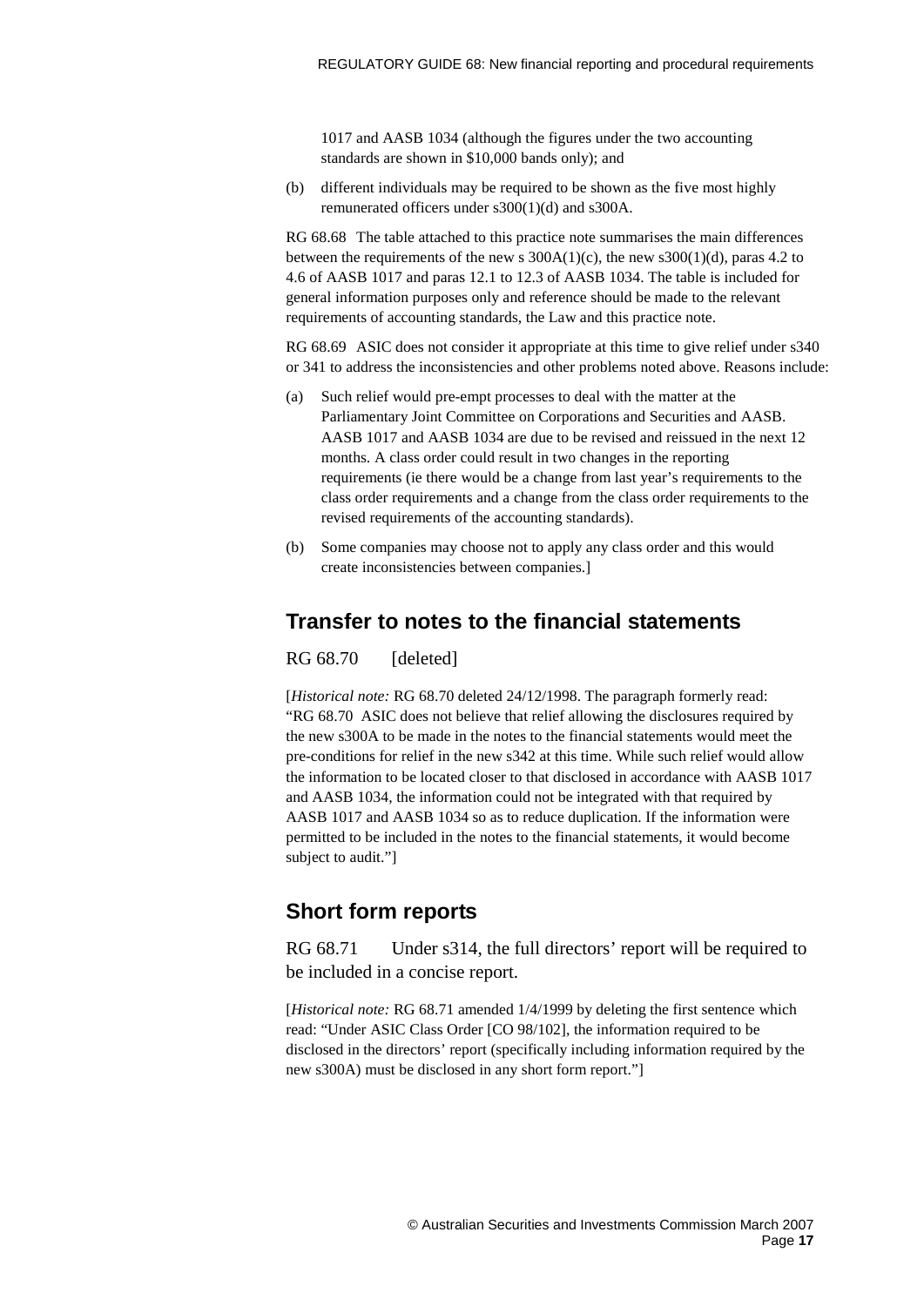1017 and AASB 1034 (although the figures under the two accounting standards are shown in $10,000 bands only); and

(b) different individuals may be required to be shown as the five most highly remunerated officers under s300(1)(d) and s300A.

RG 68.68 The table attached to this practice note summarises the main differences between the requirements of the new s 300A(1)(c), the new s300(1)(d), paras 4.2 to 4.6 of AASB 1017 and paras 12.1 to 12.3 of AASB 1034. The table is included for general information purposes only and reference should be made to the relevant requirements of accounting standards, the Law and this practice note.

RG 68.69 ASIC does not consider it appropriate at this time to give relief under s340 or 341 to address the inconsistencies and other problems noted above. Reasons include:

(a) Such relief would pre-empt processes to deal with the matter at the Parliamentary Joint Committee on Corporations and Securities and AASB. AASB 1017 and AASB 1034 are due to be revised and reissued in the next 12 months. A class order could result in two changes in the reporting requirements (ie there would be a change from last year's requirements to the class order requirements and a change from the class order requirements to the revised requirements of the accounting standards).

(b) Some companies may choose not to apply any class order and this would create inconsistencies between companies.]

## Transfer to notes to the financial statements

RG 68.70 [deleted]

[*Historical note:* RG 68.70 deleted 24/12/1998. The paragraph formerly read: "RG 68.70 ASIC does not believe that relief allowing the disclosures required by the new s300A to be made in the notes to the financial statements would meet the pre-conditions for relief in the new s342 at this time. While such relief would allow the information to be located closer to that disclosed in accordance with AASB 1017 and AASB 1034, the information could not be integrated with that required by AASB 1017 and AASB 1034 so as to reduce duplication. If the information were permitted to be included in the notes to the financial statements, it would become subject to audit."]

## Short form reports

RG 68.71 Under s314, the full directors' report will be required to be included in a concise report.

[*Historical note:* RG 68.71 amended 1/4/1999 by deleting the first sentence which read: "Under ASIC Class Order [CO 98/102], the information required to be disclosed in the directors' report (specifically including information required by the new s300A) must be disclosed in any short form report."]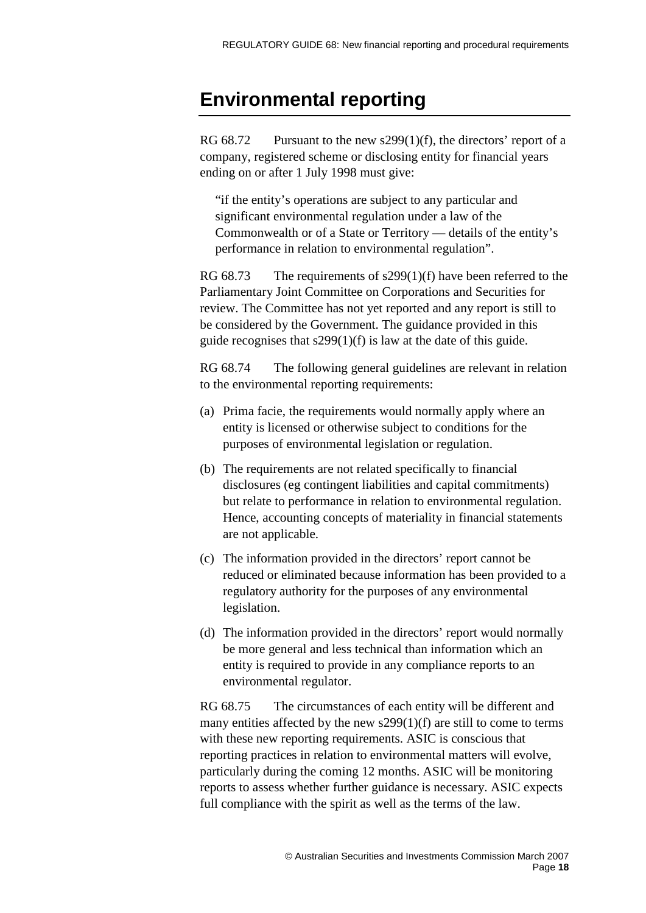## Environmental reporting

RG 68.72 Pursuant to the new s299(1)(f), the directors' report of a company, registered scheme or disclosing entity for financial years ending on or after 1 July 1998 must give:

> "if the entity's operations are subject to any particular and significant environmental regulation under a law of the Commonwealth or of a State or Territory — details of the entity's performance in relation to environmental regulation".

RG 68.73 The requirements of s299(1)(f) have been referred to the Parliamentary Joint Committee on Corporations and Securities for review. The Committee has not yet reported and any report is still to be considered by the Government. The guidance provided in this guide recognises that s299(1)(f) is law at the date of this guide.

RG 68.74 The following general guidelines are relevant in relation to the environmental reporting requirements:

(a) Prima facie, the requirements would normally apply where an entity is licensed or otherwise subject to conditions for the purposes of environmental legislation or regulation.

(b) The requirements are not related specifically to financial disclosures (eg contingent liabilities and capital commitments) but relate to performance in relation to environmental regulation. Hence, accounting concepts of materiality in financial statements are not applicable.

(c) The information provided in the directors' report cannot be reduced or eliminated because information has been provided to a regulatory authority for the purposes of any environmental legislation.

(d) The information provided in the directors' report would normally be more general and less technical than information which an entity is required to provide in any compliance reports to an environmental regulator.

RG 68.75 The circumstances of each entity will be different and many entities affected by the new s299(1)(f) are still to come to terms with these new reporting requirements. ASIC is conscious that reporting practices in relation to environmental matters will evolve, particularly during the coming 12 months. ASIC will be monitoring reports to assess whether further guidance is necessary. ASIC expects full compliance with the spirit as well as the terms of the law.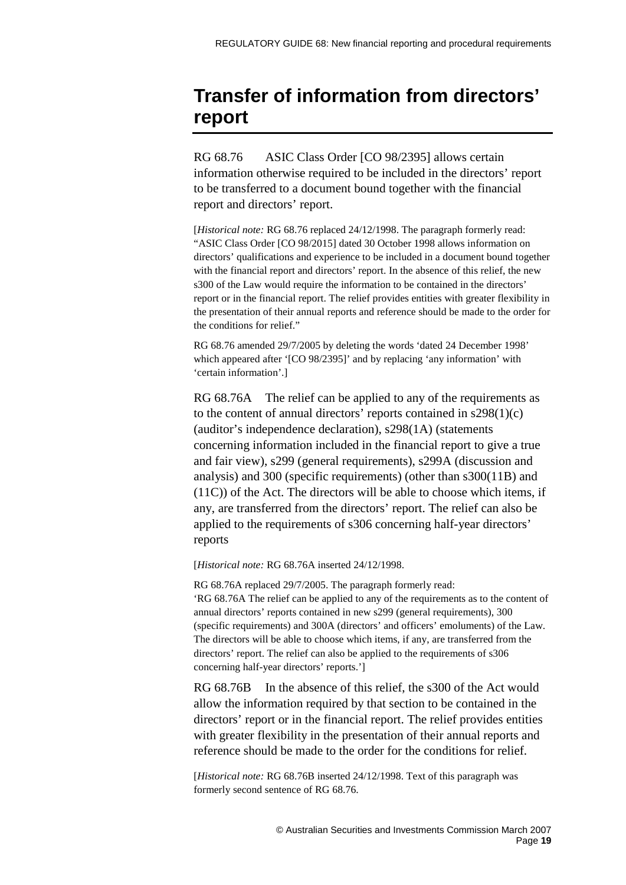# Transfer of information from directors' report

RG 68.76 ASIC Class Order [CO 98/2395] allows certain information otherwise required to be included in the directors' report to be transferred to a document bound together with the financial report and directors' report.

[*Historical note:* RG 68.76 replaced 24/12/1998. The paragraph formerly read: "ASIC Class Order [CO 98/2015] dated 30 October 1998 allows information on directors' qualifications and experience to be included in a document bound together with the financial report and directors' report. In the absence of this relief, the new s300 of the Law would require the information to be contained in the directors' report or in the financial report. The relief provides entities with greater flexibility in the presentation of their annual reports and reference should be made to the order for the conditions for relief."

RG 68.76 amended 29/7/2005 by deleting the words 'dated 24 December 1998' which appeared after '[CO 98/2395]' and by replacing 'any information' with 'certain information'.]

RG 68.76A The relief can be applied to any of the requirements as to the content of annual directors' reports contained in s298(1)(c) (auditor's independence declaration), s298(1A) (statements concerning information included in the financial report to give a true and fair view), s299 (general requirements), s299A (discussion and analysis) and 300 (specific requirements) (other than s300(11B) and (11C)) of the Act. The directors will be able to choose which items, if any, are transferred from the directors' report. The relief can also be applied to the requirements of s306 concerning half-year directors' reports

[*Historical note:* RG 68.76A inserted 24/12/1998.

RG 68.76A replaced 29/7/2005. The paragraph formerly read:
'RG 68.76A The relief can be applied to any of the requirements as to the content of annual directors' reports contained in new s299 (general requirements), 300 (specific requirements) and 300A (directors' and officers' emoluments) of the Law. The directors will be able to choose which items, if any, are transferred from the directors' report. The relief can also be applied to the requirements of s306 concerning half-year directors' reports.']

RG 68.76B In the absence of this relief, the s300 of the Act would allow the information required by that section to be contained in the directors' report or in the financial report. The relief provides entities with greater flexibility in the presentation of their annual reports and reference should be made to the order for the conditions for relief.

[*Historical note:* RG 68.76B inserted 24/12/1998. Text of this paragraph was formerly second sentence of RG 68.76.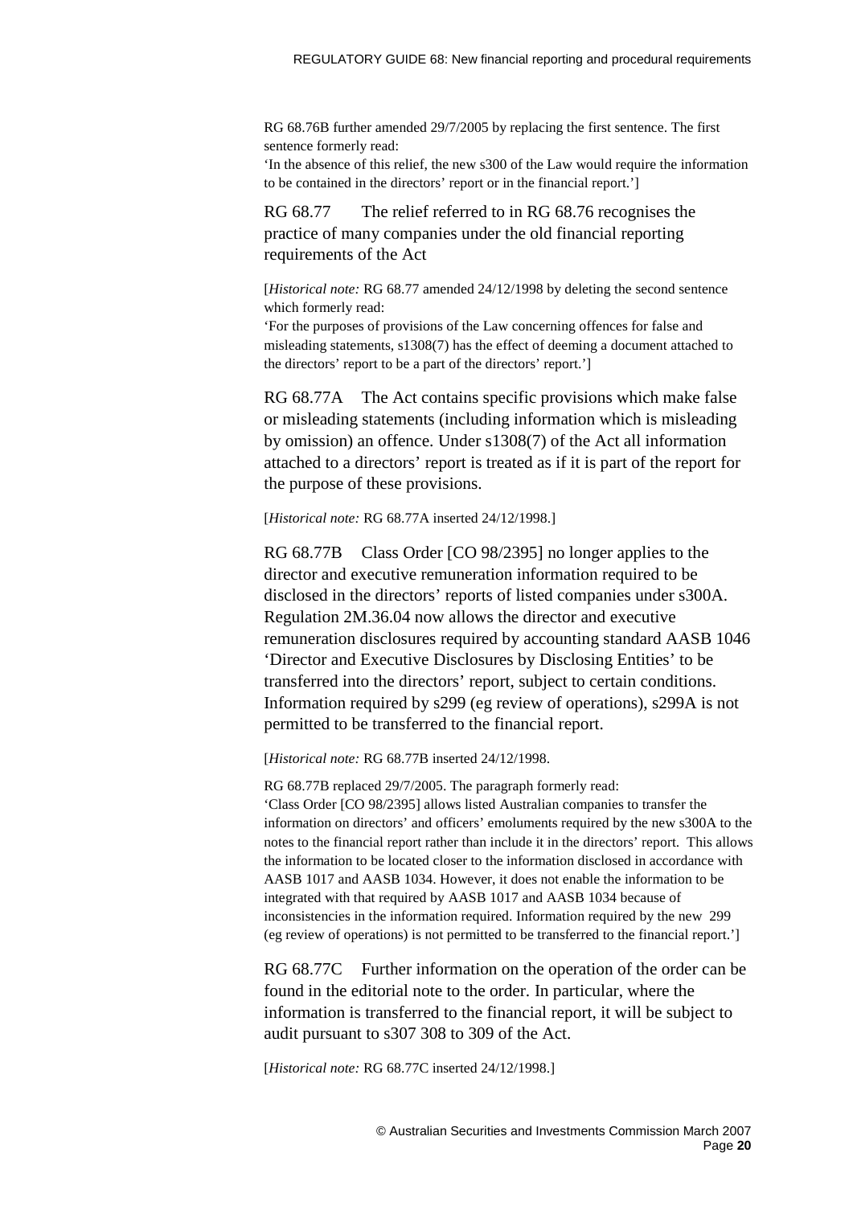RG 68.76B further amended 29/7/2005 by replacing the first sentence. The first sentence formerly read:
'In the absence of this relief, the new s300 of the Law would require the information to be contained in the directors' report or in the financial report.']

RG 68.77 The relief referred to in RG 68.76 recognises the practice of many companies under the old financial reporting requirements of the Act

[*Historical note:* RG 68.77 amended 24/12/1998 by deleting the second sentence which formerly read:
'For the purposes of provisions of the Law concerning offences for false and misleading statements, s1308(7) has the effect of deeming a document attached to the directors' report to be a part of the directors' report.']

RG 68.77A The Act contains specific provisions which make false or misleading statements (including information which is misleading by omission) an offence. Under s1308(7) of the Act all information attached to a directors' report is treated as if it is part of the report for the purpose of these provisions.

[*Historical note:* RG 68.77A inserted 24/12/1998.]

RG 68.77B Class Order [CO 98/2395] no longer applies to the director and executive remuneration information required to be disclosed in the directors' reports of listed companies under s300A. Regulation 2M.36.04 now allows the director and executive remuneration disclosures required by accounting standard AASB 1046 'Director and Executive Disclosures by Disclosing Entities' to be transferred into the directors' report, subject to certain conditions. Information required by s299 (eg review of operations), s299A is not permitted to be transferred to the financial report.

[*Historical note:* RG 68.77B inserted 24/12/1998.

RG 68.77B replaced 29/7/2005. The paragraph formerly read:
'Class Order [CO 98/2395] allows listed Australian companies to transfer the information on directors' and officers' emoluments required by the new s300A to the notes to the financial report rather than include it in the directors' report. This allows the information to be located closer to the information disclosed in accordance with AASB 1017 and AASB 1034. However, it does not enable the information to be integrated with that required by AASB 1017 and AASB 1034 because of inconsistencies in the information required. Information required by the new 299 (eg review of operations) is not permitted to be transferred to the financial report.']

RG 68.77C Further information on the operation of the order can be found in the editorial note to the order. In particular, where the information is transferred to the financial report, it will be subject to audit pursuant to s307 308 to 309 of the Act.

[*Historical note:* RG 68.77C inserted 24/12/1998.]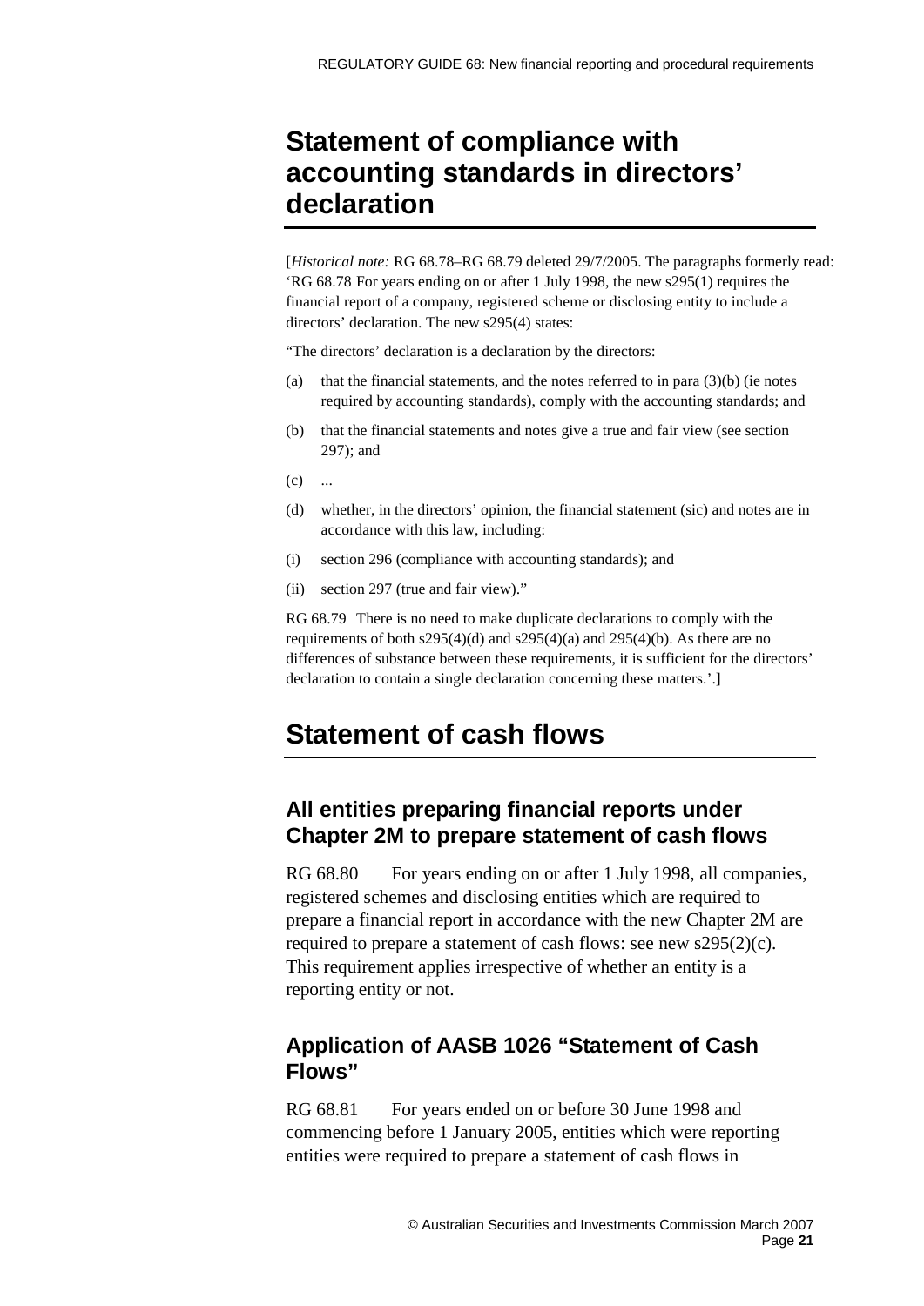# Statement of compliance with accounting standards in directors' declaration

[*Historical note:* RG 68.78–RG 68.79 deleted 29/7/2005. The paragraphs formerly read: 'RG 68.78 For years ending on or after 1 July 1998, the new s295(1) requires the financial report of a company, registered scheme or disclosing entity to include a directors' declaration. The new s295(4) states:

"The directors' declaration is a declaration by the directors:

(a) that the financial statements, and the notes referred to in para (3)(b) (ie notes required by accounting standards), comply with the accounting standards; and

(b) that the financial statements and notes give a true and fair view (see section 297); and

(c) ...

(d) whether, in the directors' opinion, the financial statement (sic) and notes are in accordance with this law, including:

(i) section 296 (compliance with accounting standards); and

(ii) section 297 (true and fair view)."

RG 68.79 There is no need to make duplicate declarations to comply with the requirements of both s295(4)(d) and s295(4)(a) and 295(4)(b). As there are no differences of substance between these requirements, it is sufficient for the directors' declaration to contain a single declaration concerning these matters.'.]

# Statement of cash flows

## All entities preparing financial reports under Chapter 2M to prepare statement of cash flows

RG 68.80 For years ending on or after 1 July 1998, all companies, registered schemes and disclosing entities which are required to prepare a financial report in accordance with the new Chapter 2M are required to prepare a statement of cash flows: see new s295(2)(c). This requirement applies irrespective of whether an entity is a reporting entity or not.

## Application of AASB 1026 "Statement of Cash Flows"

RG 68.81 For years ended on or before 30 June 1998 and commencing before 1 January 2005, entities which were reporting entities were required to prepare a statement of cash flows in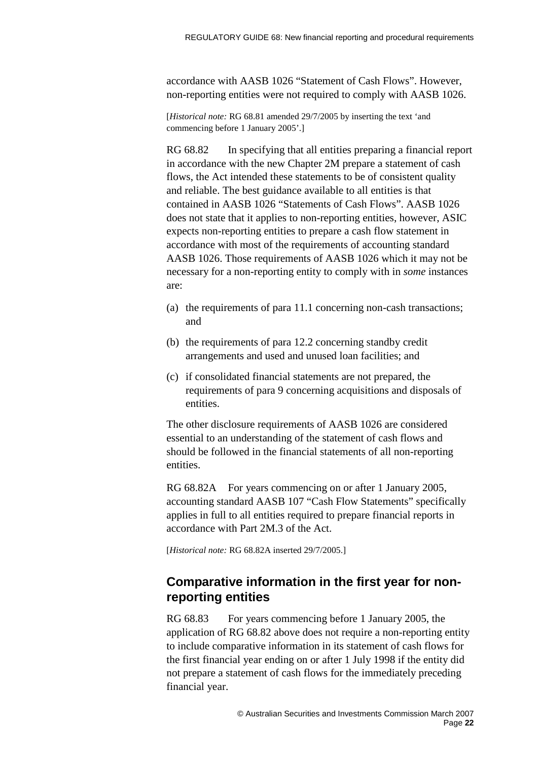accordance with AASB 1026 "Statement of Cash Flows". However, non-reporting entities were not required to comply with AASB 1026.

[*Historical note:* RG 68.81 amended 29/7/2005 by inserting the text 'and commencing before 1 January 2005'.]

RG 68.82 In specifying that all entities preparing a financial report in accordance with the new Chapter 2M prepare a statement of cash flows, the Act intended these statements to be of consistent quality and reliable. The best guidance available to all entities is that contained in AASB 1026 "Statements of Cash Flows". AASB 1026 does not state that it applies to non-reporting entities, however, ASIC expects non-reporting entities to prepare a cash flow statement in accordance with most of the requirements of accounting standard AASB 1026. Those requirements of AASB 1026 which it may not be necessary for a non-reporting entity to comply with in *some* instances are:

(a) the requirements of para 11.1 concerning non-cash transactions; and

(b) the requirements of para 12.2 concerning standby credit arrangements and used and unused loan facilities; and

(c) if consolidated financial statements are not prepared, the requirements of para 9 concerning acquisitions and disposals of entities.

The other disclosure requirements of AASB 1026 are considered essential to an understanding of the statement of cash flows and should be followed in the financial statements of all non-reporting entities.

RG 68.82A For years commencing on or after 1 January 2005, accounting standard AASB 107 "Cash Flow Statements" specifically applies in full to all entities required to prepare financial reports in accordance with Part 2M.3 of the Act.

[*Historical note:* RG 68.82A inserted 29/7/2005.]

## Comparative information in the first year for non-reporting entities

RG 68.83 For years commencing before 1 January 2005, the application of RG 68.82 above does not require a non-reporting entity to include comparative information in its statement of cash flows for the first financial year ending on or after 1 July 1998 if the entity did not prepare a statement of cash flows for the immediately preceding financial year.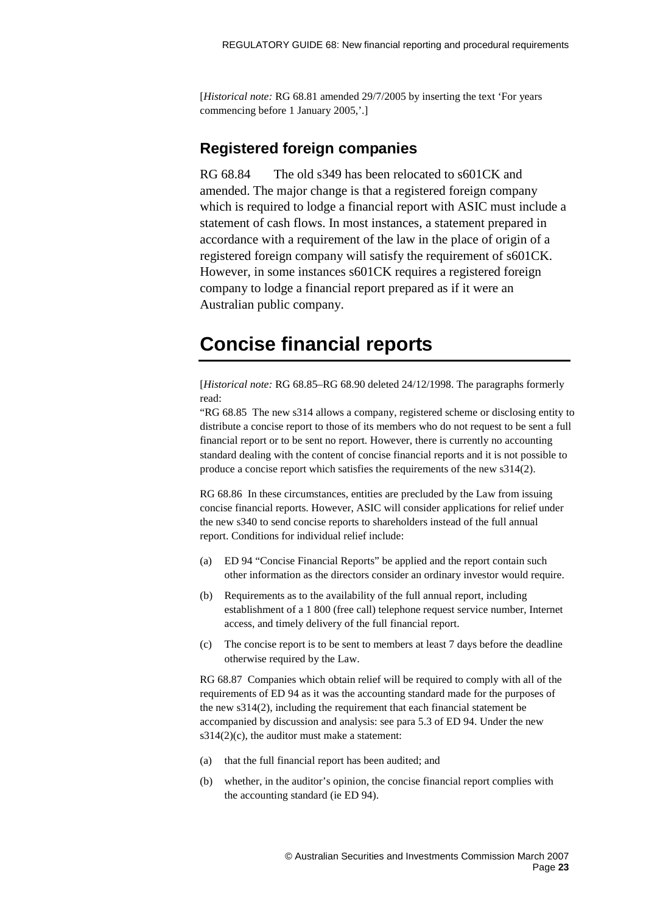[*Historical note:* RG 68.81 amended 29/7/2005 by inserting the text 'For years commencing before 1 January 2005,'.]

## Registered foreign companies

RG 68.84 The old s349 has been relocated to s601CK and amended. The major change is that a registered foreign company which is required to lodge a financial report with ASIC must include a statement of cash flows. In most instances, a statement prepared in accordance with a requirement of the law in the place of origin of a registered foreign company will satisfy the requirement of s601CK. However, in some instances s601CK requires a registered foreign company to lodge a financial report prepared as if it were an Australian public company.

# Concise financial reports

[*Historical note:* RG 68.85–RG 68.90 deleted 24/12/1998. The paragraphs formerly read:

"RG 68.85 The new s314 allows a company, registered scheme or disclosing entity to distribute a concise report to those of its members who do not request to be sent a full financial report or to be sent no report. However, there is currently no accounting standard dealing with the content of concise financial reports and it is not possible to produce a concise report which satisfies the requirements of the new s314(2).

RG 68.86 In these circumstances, entities are precluded by the Law from issuing concise financial reports. However, ASIC will consider applications for relief under the new s340 to send concise reports to shareholders instead of the full annual report. Conditions for individual relief include:

(a) ED 94 "Concise Financial Reports" be applied and the report contain such other information as the directors consider an ordinary investor would require.

(b) Requirements as to the availability of the full annual report, including establishment of a 1 800 (free call) telephone request service number, Internet access, and timely delivery of the full financial report.

(c) The concise report is to be sent to members at least 7 days before the deadline otherwise required by the Law.

RG 68.87 Companies which obtain relief will be required to comply with all of the requirements of ED 94 as it was the accounting standard made for the purposes of the new s314(2), including the requirement that each financial statement be accompanied by discussion and analysis: see para 5.3 of ED 94. Under the new s314(2)(c), the auditor must make a statement:

(a) that the full financial report has been audited; and

(b) whether, in the auditor's opinion, the concise financial report complies with the accounting standard (ie ED 94).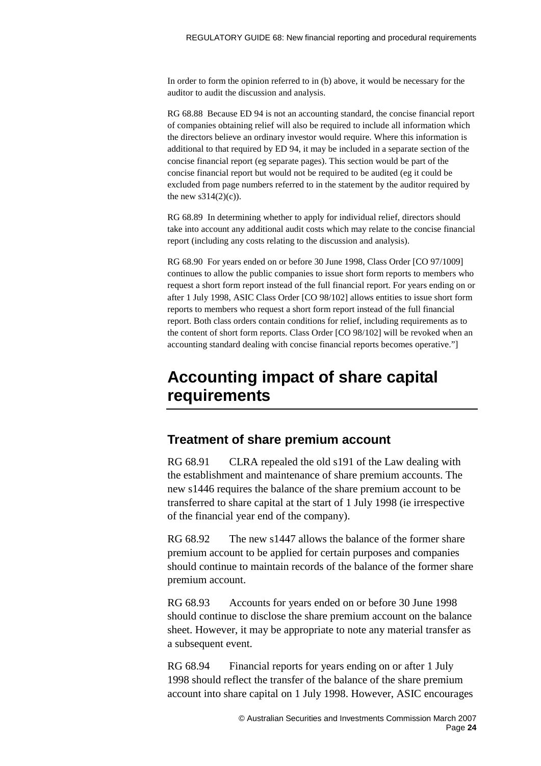In order to form the opinion referred to in (b) above, it would be necessary for the auditor to audit the discussion and analysis.

RG 68.88 Because ED 94 is not an accounting standard, the concise financial report of companies obtaining relief will also be required to include all information which the directors believe an ordinary investor would require. Where this information is additional to that required by ED 94, it may be included in a separate section of the concise financial report (eg separate pages). This section would be part of the concise financial report but would not be required to be audited (eg it could be excluded from page numbers referred to in the statement by the auditor required by the new s314(2)(c)).

RG 68.89 In determining whether to apply for individual relief, directors should take into account any additional audit costs which may relate to the concise financial report (including any costs relating to the discussion and analysis).

RG 68.90 For years ended on or before 30 June 1998, Class Order [CO 97/1009] continues to allow the public companies to issue short form reports to members who request a short form report instead of the full financial report. For years ending on or after 1 July 1998, ASIC Class Order [CO 98/102] allows entities to issue short form reports to members who request a short form report instead of the full financial report. Both class orders contain conditions for relief, including requirements as to the content of short form reports. Class Order [CO 98/102] will be revoked when an accounting standard dealing with concise financial reports becomes operative."]

# Accounting impact of share capital requirements

## Treatment of share premium account

RG 68.91 CLRA repealed the old s191 of the Law dealing with the establishment and maintenance of share premium accounts. The new s1446 requires the balance of the share premium account to be transferred to share capital at the start of 1 July 1998 (ie irrespective of the financial year end of the company).

RG 68.92 The new s1447 allows the balance of the former share premium account to be applied for certain purposes and companies should continue to maintain records of the balance of the former share premium account.

RG 68.93 Accounts for years ended on or before 30 June 1998 should continue to disclose the share premium account on the balance sheet. However, it may be appropriate to note any material transfer as a subsequent event.

RG 68.94 Financial reports for years ending on or after 1 July 1998 should reflect the transfer of the balance of the share premium account into share capital on 1 July 1998. However, ASIC encourages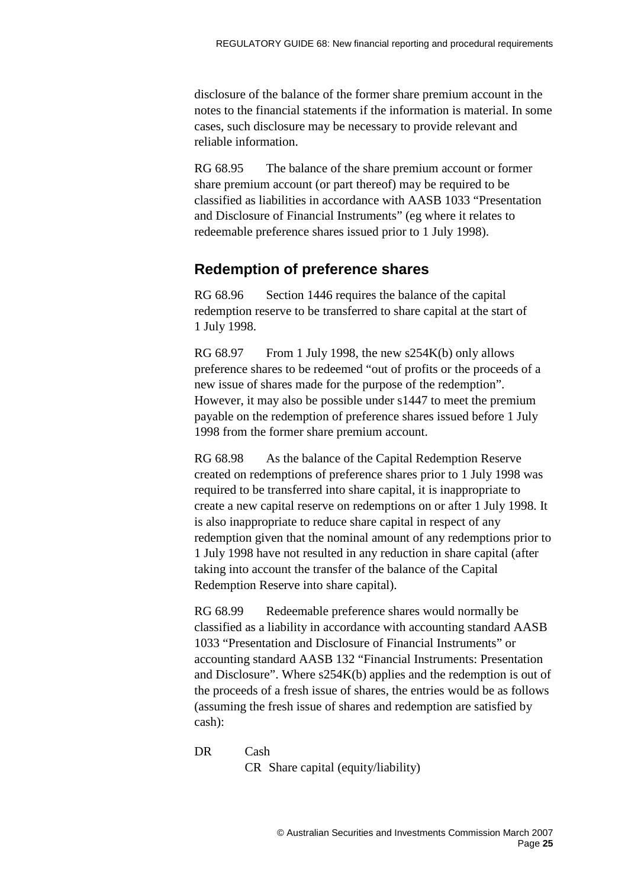disclosure of the balance of the former share premium account in the notes to the financial statements if the information is material. In some cases, such disclosure may be necessary to provide relevant and reliable information.

RG 68.95 The balance of the share premium account or former share premium account (or part thereof) may be required to be classified as liabilities in accordance with AASB 1033 "Presentation and Disclosure of Financial Instruments" (eg where it relates to redeemable preference shares issued prior to 1 July 1998).

## Redemption of preference shares

RG 68.96 Section 1446 requires the balance of the capital redemption reserve to be transferred to share capital at the start of 1 July 1998.

RG 68.97 From 1 July 1998, the new s254K(b) only allows preference shares to be redeemed "out of profits or the proceeds of a new issue of shares made for the purpose of the redemption". However, it may also be possible under s1447 to meet the premium payable on the redemption of preference shares issued before 1 July 1998 from the former share premium account.

RG 68.98 As the balance of the Capital Redemption Reserve created on redemptions of preference shares prior to 1 July 1998 was required to be transferred into share capital, it is inappropriate to create a new capital reserve on redemptions on or after 1 July 1998. It is also inappropriate to reduce share capital in respect of any redemption given that the nominal amount of any redemptions prior to 1 July 1998 have not resulted in any reduction in share capital (after taking into account the transfer of the balance of the Capital Redemption Reserve into share capital).

RG 68.99 Redeemable preference shares would normally be classified as a liability in accordance with accounting standard AASB 1033 "Presentation and Disclosure of Financial Instruments" or accounting standard AASB 132 "Financial Instruments: Presentation and Disclosure". Where s254K(b) applies and the redemption is out of the proceeds of a fresh issue of shares, the entries would be as follows (assuming the fresh issue of shares and redemption are satisfied by cash):

DR Cash
    CR Share capital (equity/liability)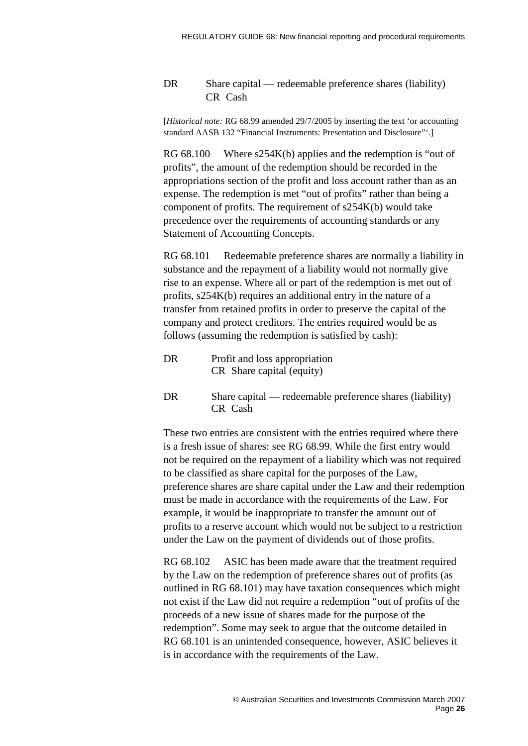DR Share capital — redeemable preference shares (liability)
    CR Cash

[*Historical note:* RG 68.99 amended 29/7/2005 by inserting the text 'or accounting standard AASB 132 "Financial Instruments: Presentation and Disclosure"'.]

RG 68.100 Where s254K(b) applies and the redemption is "out of profits", the amount of the redemption should be recorded in the appropriations section of the profit and loss account rather than as an expense. The redemption is met "out of profits" rather than being a component of profits. The requirement of s254K(b) would take precedence over the requirements of accounting standards or any Statement of Accounting Concepts.

RG 68.101 Redeemable preference shares are normally a liability in substance and the repayment of a liability would not normally give rise to an expense. Where all or part of the redemption is met out of profits, s254K(b) requires an additional entry in the nature of a transfer from retained profits in order to preserve the capital of the company and protect creditors. The entries required would be as follows (assuming the redemption is satisfied by cash):

DR Profit and loss appropriation
    CR Share capital (equity)

DR Share capital — redeemable preference shares (liability)
    CR Cash

These two entries are consistent with the entries required where there is a fresh issue of shares: see RG 68.99. While the first entry would not be required on the repayment of a liability which was not required to be classified as share capital for the purposes of the Law, preference shares are share capital under the Law and their redemption must be made in accordance with the requirements of the Law. For example, it would be inappropriate to transfer the amount out of profits to a reserve account which would not be subject to a restriction under the Law on the payment of dividends out of those profits.

RG 68.102 ASIC has been made aware that the treatment required by the Law on the redemption of preference shares out of profits (as outlined in RG 68.101) may have taxation consequences which might not exist if the Law did not require a redemption "out of profits of the proceeds of a new issue of shares made for the purpose of the redemption". Some may seek to argue that the outcome detailed in RG 68.101 is an unintended consequence, however, ASIC believes it is in accordance with the requirements of the Law.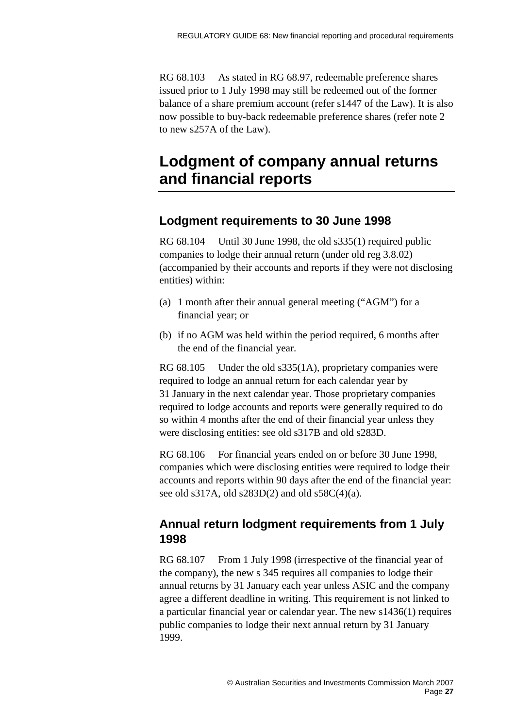RG 68.103 As stated in RG 68.97, redeemable preference shares issued prior to 1 July 1998 may still be redeemed out of the former balance of a share premium account (refer s1447 of the Law). It is also now possible to buy-back redeemable preference shares (refer note 2 to new s257A of the Law).

# Lodgment of company annual returns and financial reports

## Lodgment requirements to 30 June 1998

RG 68.104 Until 30 June 1998, the old s335(1) required public companies to lodge their annual return (under old reg 3.8.02) (accompanied by their accounts and reports if they were not disclosing entities) within:

(a) 1 month after their annual general meeting ("AGM") for a financial year; or

(b) if no AGM was held within the period required, 6 months after the end of the financial year.

RG 68.105 Under the old s335(1A), proprietary companies were required to lodge an annual return for each calendar year by 31 January in the next calendar year. Those proprietary companies required to lodge accounts and reports were generally required to do so within 4 months after the end of their financial year unless they were disclosing entities: see old s317B and old s283D.

RG 68.106 For financial years ended on or before 30 June 1998, companies which were disclosing entities were required to lodge their accounts and reports within 90 days after the end of the financial year: see old s317A, old s283D(2) and old s58C(4)(a).

## Annual return lodgment requirements from 1 July 1998

RG 68.107 From 1 July 1998 (irrespective of the financial year of the company), the new s 345 requires all companies to lodge their annual returns by 31 January each year unless ASIC and the company agree a different deadline in writing. This requirement is not linked to a particular financial year or calendar year. The new s1436(1) requires public companies to lodge their next annual return by 31 January 1999.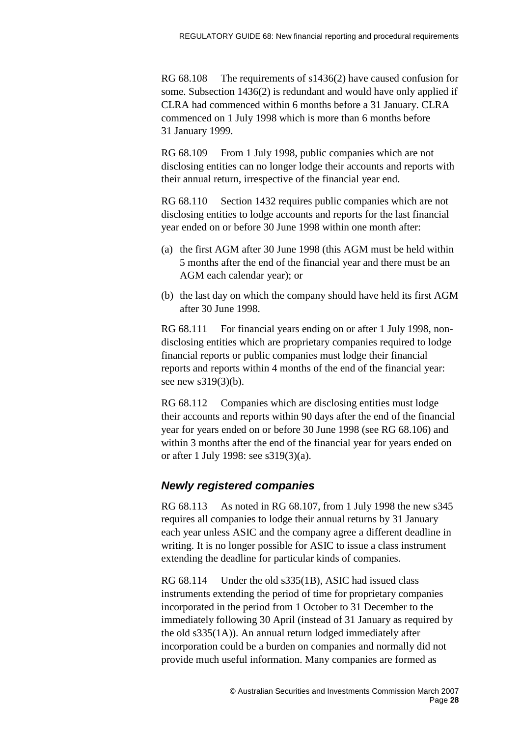RG 68.108 The requirements of s1436(2) have caused confusion for some. Subsection 1436(2) is redundant and would have only applied if CLRA had commenced within 6 months before a 31 January. CLRA commenced on 1 July 1998 which is more than 6 months before 31 January 1999.

RG 68.109 From 1 July 1998, public companies which are not disclosing entities can no longer lodge their accounts and reports with their annual return, irrespective of the financial year end.

RG 68.110 Section 1432 requires public companies which are not disclosing entities to lodge accounts and reports for the last financial year ended on or before 30 June 1998 within one month after:

(a) the first AGM after 30 June 1998 (this AGM must be held within 5 months after the end of the financial year and there must be an AGM each calendar year); or

(b) the last day on which the company should have held its first AGM after 30 June 1998.

RG 68.111 For financial years ending on or after 1 July 1998, non-disclosing entities which are proprietary companies required to lodge financial reports or public companies must lodge their financial reports and reports within 4 months of the end of the financial year: see new s319(3)(b).

RG 68.112 Companies which are disclosing entities must lodge their accounts and reports within 90 days after the end of the financial year for years ended on or before 30 June 1998 (see RG 68.106) and within 3 months after the end of the financial year for years ended on or after 1 July 1998: see s319(3)(a).

### *Newly registered companies*

RG 68.113 As noted in RG 68.107, from 1 July 1998 the new s345 requires all companies to lodge their annual returns by 31 January each year unless ASIC and the company agree a different deadline in writing. It is no longer possible for ASIC to issue a class instrument extending the deadline for particular kinds of companies.

RG 68.114 Under the old s335(1B), ASIC had issued class instruments extending the period of time for proprietary companies incorporated in the period from 1 October to 31 December to the immediately following 30 April (instead of 31 January as required by the old s335(1A)). An annual return lodged immediately after incorporation could be a burden on companies and normally did not provide much useful information. Many companies are formed as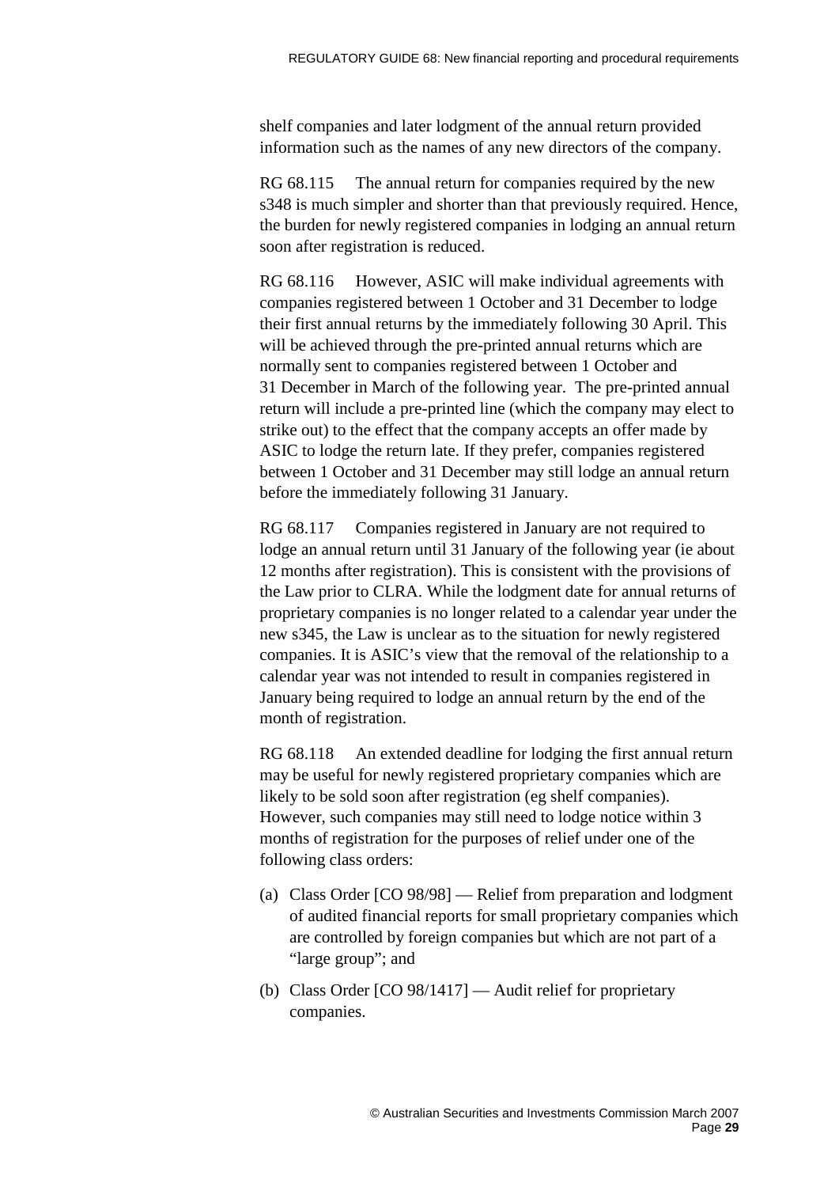shelf companies and later lodgment of the annual return provided information such as the names of any new directors of the company.

RG 68.115 The annual return for companies required by the new s348 is much simpler and shorter than that previously required. Hence, the burden for newly registered companies in lodging an annual return soon after registration is reduced.

RG 68.116 However, ASIC will make individual agreements with companies registered between 1 October and 31 December to lodge their first annual returns by the immediately following 30 April. This will be achieved through the pre-printed annual returns which are normally sent to companies registered between 1 October and 31 December in March of the following year. The pre-printed annual return will include a pre-printed line (which the company may elect to strike out) to the effect that the company accepts an offer made by ASIC to lodge the return late. If they prefer, companies registered between 1 October and 31 December may still lodge an annual return before the immediately following 31 January.

RG 68.117 Companies registered in January are not required to lodge an annual return until 31 January of the following year (ie about 12 months after registration). This is consistent with the provisions of the Law prior to CLRA. While the lodgment date for annual returns of proprietary companies is no longer related to a calendar year under the new s345, the Law is unclear as to the situation for newly registered companies. It is ASIC's view that the removal of the relationship to a calendar year was not intended to result in companies registered in January being required to lodge an annual return by the end of the month of registration.

RG 68.118 An extended deadline for lodging the first annual return may be useful for newly registered proprietary companies which are likely to be sold soon after registration (eg shelf companies). However, such companies may still need to lodge notice within 3 months of registration for the purposes of relief under one of the following class orders:

(a) Class Order [CO 98/98] — Relief from preparation and lodgment of audited financial reports for small proprietary companies which are controlled by foreign companies but which are not part of a "large group"; and

(b) Class Order [CO 98/1417] — Audit relief for proprietary companies.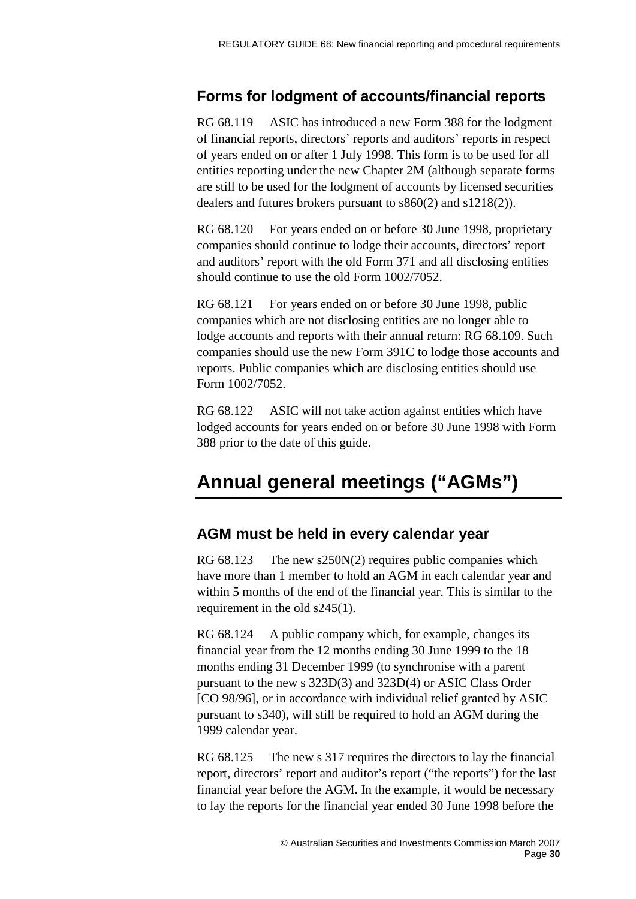## Forms for lodgment of accounts/financial reports

RG 68.119 ASIC has introduced a new Form 388 for the lodgment of financial reports, directors' reports and auditors' reports in respect of years ended on or after 1 July 1998. This form is to be used for all entities reporting under the new Chapter 2M (although separate forms are still to be used for the lodgment of accounts by licensed securities dealers and futures brokers pursuant to s860(2) and s1218(2)).

RG 68.120 For years ended on or before 30 June 1998, proprietary companies should continue to lodge their accounts, directors' report and auditors' report with the old Form 371 and all disclosing entities should continue to use the old Form 1002/7052.

RG 68.121 For years ended on or before 30 June 1998, public companies which are not disclosing entities are no longer able to lodge accounts and reports with their annual return: RG 68.109. Such companies should use the new Form 391C to lodge those accounts and reports. Public companies which are disclosing entities should use Form 1002/7052.

RG 68.122 ASIC will not take action against entities which have lodged accounts for years ended on or before 30 June 1998 with Form 388 prior to the date of this guide.

# Annual general meetings ("AGMs")

## AGM must be held in every calendar year

RG 68.123 The new s250N(2) requires public companies which have more than 1 member to hold an AGM in each calendar year and within 5 months of the end of the financial year. This is similar to the requirement in the old s245(1).

RG 68.124 A public company which, for example, changes its financial year from the 12 months ending 30 June 1999 to the 18 months ending 31 December 1999 (to synchronise with a parent pursuant to the new s 323D(3) and 323D(4) or ASIC Class Order [CO 98/96], or in accordance with individual relief granted by ASIC pursuant to s340), will still be required to hold an AGM during the 1999 calendar year.

RG 68.125 The new s 317 requires the directors to lay the financial report, directors' report and auditor's report ("the reports") for the last financial year before the AGM. In the example, it would be necessary to lay the reports for the financial year ended 30 June 1998 before the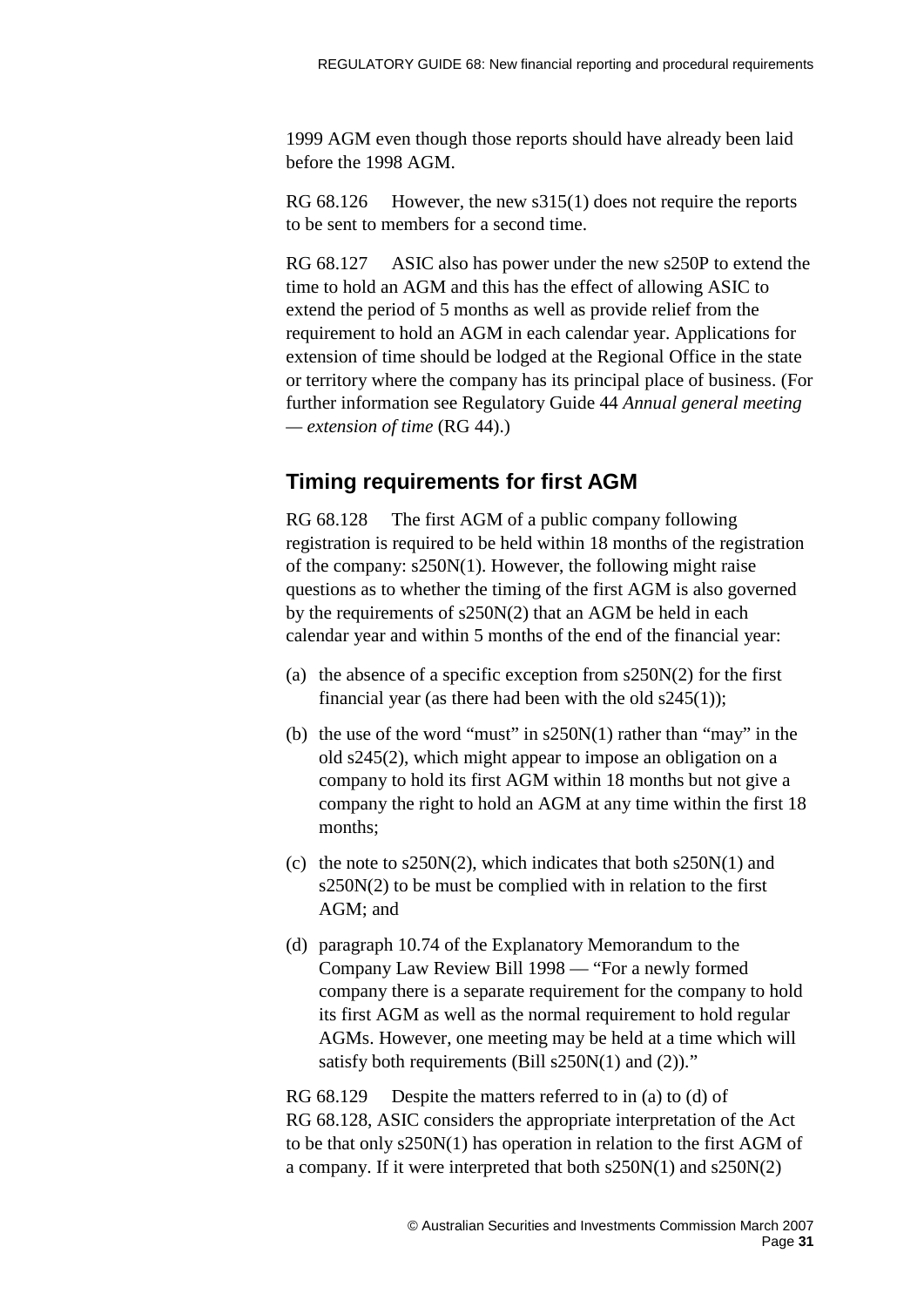1999 AGM even though those reports should have already been laid before the 1998 AGM.

RG 68.126 However, the new s315(1) does not require the reports to be sent to members for a second time.

RG 68.127 ASIC also has power under the new s250P to extend the time to hold an AGM and this has the effect of allowing ASIC to extend the period of 5 months as well as provide relief from the requirement to hold an AGM in each calendar year. Applications for extension of time should be lodged at the Regional Office in the state or territory where the company has its principal place of business. (For further information see Regulatory Guide 44 *Annual general meeting — extension of time* (RG 44).)

## Timing requirements for first AGM

RG 68.128 The first AGM of a public company following registration is required to be held within 18 months of the registration of the company: s250N(1). However, the following might raise questions as to whether the timing of the first AGM is also governed by the requirements of s250N(2) that an AGM be held in each calendar year and within 5 months of the end of the financial year:

(a) the absence of a specific exception from s250N(2) for the first financial year (as there had been with the old s245(1));

(b) the use of the word "must" in s250N(1) rather than "may" in the old s245(2), which might appear to impose an obligation on a company to hold its first AGM within 18 months but not give a company the right to hold an AGM at any time within the first 18 months;

(c) the note to s250N(2), which indicates that both s250N(1) and s250N(2) to be must be complied with in relation to the first AGM; and

(d) paragraph 10.74 of the Explanatory Memorandum to the Company Law Review Bill 1998 — "For a newly formed company there is a separate requirement for the company to hold its first AGM as well as the normal requirement to hold regular AGMs. However, one meeting may be held at a time which will satisfy both requirements (Bill s250N(1) and (2))."

RG 68.129 Despite the matters referred to in (a) to (d) of RG 68.128, ASIC considers the appropriate interpretation of the Act to be that only s250N(1) has operation in relation to the first AGM of a company. If it were interpreted that both s250N(1) and s250N(2)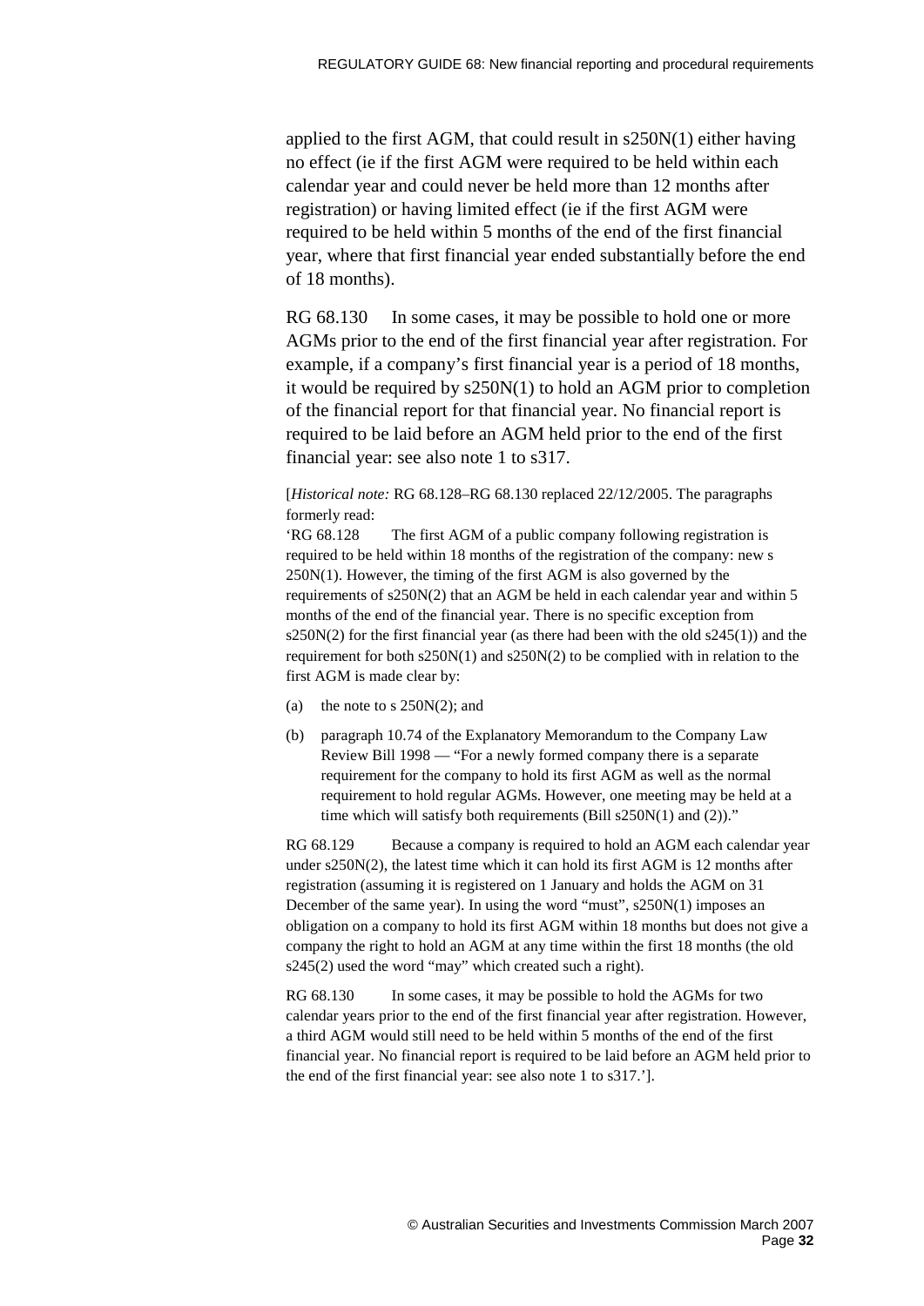applied to the first AGM, that could result in s250N(1) either having no effect (ie if the first AGM were required to be held within each calendar year and could never be held more than 12 months after registration) or having limited effect (ie if the first AGM were required to be held within 5 months of the end of the first financial year, where that first financial year ended substantially before the end of 18 months).

RG 68.130 In some cases, it may be possible to hold one or more AGMs prior to the end of the first financial year after registration. For example, if a company's first financial year is a period of 18 months, it would be required by s250N(1) to hold an AGM prior to completion of the financial report for that financial year. No financial report is required to be laid before an AGM held prior to the end of the first financial year: see also note 1 to s317.

[*Historical note:* RG 68.128–RG 68.130 replaced 22/12/2005. The paragraphs formerly read:

'RG 68.128 The first AGM of a public company following registration is required to be held within 18 months of the registration of the company: new s 250N(1). However, the timing of the first AGM is also governed by the requirements of s250N(2) that an AGM be held in each calendar year and within 5 months of the end of the financial year. There is no specific exception from s250N(2) for the first financial year (as there had been with the old s245(1)) and the requirement for both s250N(1) and s250N(2) to be complied with in relation to the first AGM is made clear by:

(a) the note to s 250N(2); and

(b) paragraph 10.74 of the Explanatory Memorandum to the Company Law Review Bill 1998 — "For a newly formed company there is a separate requirement for the company to hold its first AGM as well as the normal requirement to hold regular AGMs. However, one meeting may be held at a time which will satisfy both requirements (Bill s250N(1) and (2))."

RG 68.129 Because a company is required to hold an AGM each calendar year under s250N(2), the latest time which it can hold its first AGM is 12 months after registration (assuming it is registered on 1 January and holds the AGM on 31 December of the same year). In using the word "must", s250N(1) imposes an obligation on a company to hold its first AGM within 18 months but does not give a company the right to hold an AGM at any time within the first 18 months (the old s245(2) used the word "may" which created such a right).

RG 68.130 In some cases, it may be possible to hold the AGMs for two calendar years prior to the end of the first financial year after registration. However, a third AGM would still need to be held within 5 months of the end of the first financial year. No financial report is required to be laid before an AGM held prior to the end of the first financial year: see also note 1 to s317.'].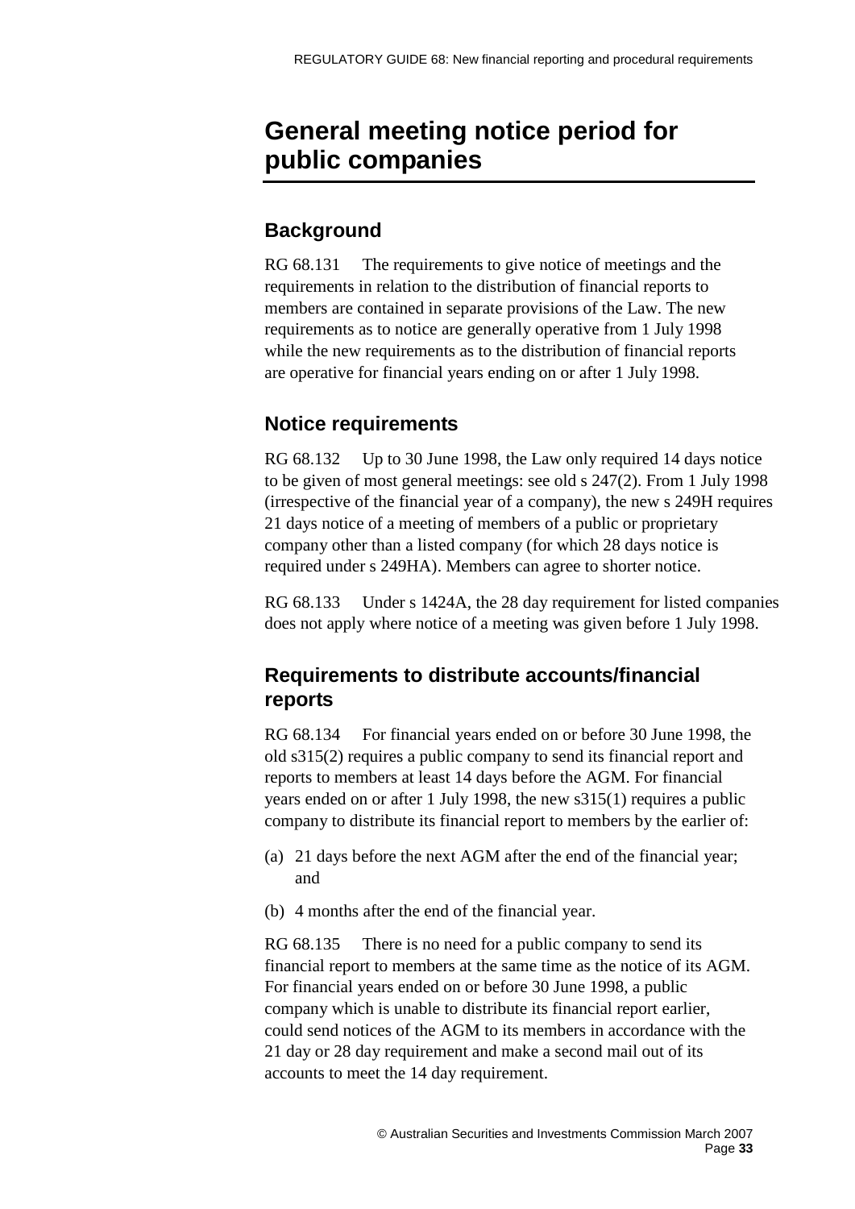# General meeting notice period for public companies

## Background

RG 68.131 The requirements to give notice of meetings and the requirements in relation to the distribution of financial reports to members are contained in separate provisions of the Law. The new requirements as to notice are generally operative from 1 July 1998 while the new requirements as to the distribution of financial reports are operative for financial years ending on or after 1 July 1998.

## Notice requirements

RG 68.132 Up to 30 June 1998, the Law only required 14 days notice to be given of most general meetings: see old s 247(2). From 1 July 1998 (irrespective of the financial year of a company), the new s 249H requires 21 days notice of a meeting of members of a public or proprietary company other than a listed company (for which 28 days notice is required under s 249HA). Members can agree to shorter notice.

RG 68.133 Under s 1424A, the 28 day requirement for listed companies does not apply where notice of a meeting was given before 1 July 1998.

## Requirements to distribute accounts/financial reports

RG 68.134 For financial years ended on or before 30 June 1998, the old s315(2) requires a public company to send its financial report and reports to members at least 14 days before the AGM. For financial years ended on or after 1 July 1998, the new s315(1) requires a public company to distribute its financial report to members by the earlier of:

(a) 21 days before the next AGM after the end of the financial year; and

(b) 4 months after the end of the financial year.

RG 68.135 There is no need for a public company to send its financial report to members at the same time as the notice of its AGM. For financial years ended on or before 30 June 1998, a public company which is unable to distribute its financial report earlier, could send notices of the AGM to its members in accordance with the 21 day or 28 day requirement and make a second mail out of its accounts to meet the 14 day requirement.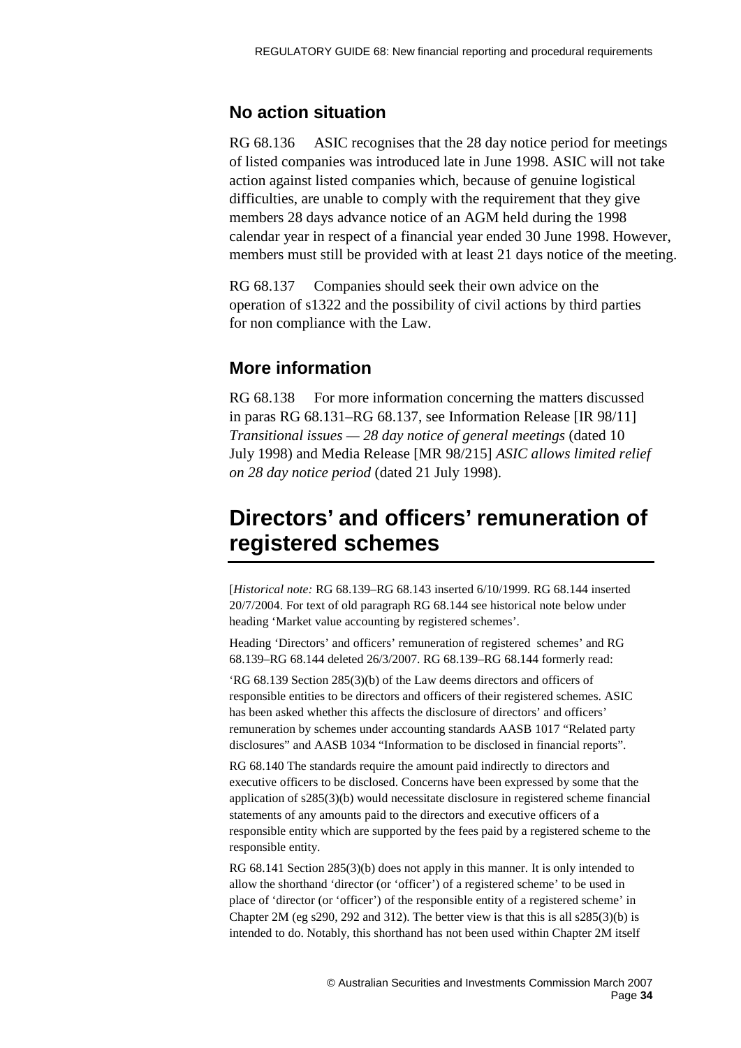### No action situation

RG 68.136 ASIC recognises that the 28 day notice period for meetings of listed companies was introduced late in June 1998. ASIC will not take action against listed companies which, because of genuine logistical difficulties, are unable to comply with the requirement that they give members 28 days advance notice of an AGM held during the 1998 calendar year in respect of a financial year ended 30 June 1998. However, members must still be provided with at least 21 days notice of the meeting.

RG 68.137 Companies should seek their own advice on the operation of s1322 and the possibility of civil actions by third parties for non compliance with the Law.

### More information

RG 68.138 For more information concerning the matters discussed in paras RG 68.131–RG 68.137, see Information Release [IR 98/11] *Transitional issues — 28 day notice of general meetings* (dated 10 July 1998) and Media Release [MR 98/215] *ASIC allows limited relief on 28 day notice period* (dated 21 July 1998).

## Directors' and officers' remuneration of registered schemes

[*Historical note:* RG 68.139–RG 68.143 inserted 6/10/1999. RG 68.144 inserted 20/7/2004. For text of old paragraph RG 68.144 see historical note below under heading 'Market value accounting by registered schemes'.

Heading 'Directors' and officers' remuneration of registered schemes' and RG 68.139–RG 68.144 deleted 26/3/2007. RG 68.139–RG 68.144 formerly read:

'RG 68.139 Section 285(3)(b) of the Law deems directors and officers of responsible entities to be directors and officers of their registered schemes. ASIC has been asked whether this affects the disclosure of directors' and officers' remuneration by schemes under accounting standards AASB 1017 "Related party disclosures" and AASB 1034 "Information to be disclosed in financial reports".

RG 68.140 The standards require the amount paid indirectly to directors and executive officers to be disclosed. Concerns have been expressed by some that the application of s285(3)(b) would necessitate disclosure in registered scheme financial statements of any amounts paid to the directors and executive officers of a responsible entity which are supported by the fees paid by a registered scheme to the responsible entity.

RG 68.141 Section 285(3)(b) does not apply in this manner. It is only intended to allow the shorthand 'director (or 'officer') of a registered scheme' to be used in place of 'director (or 'officer') of the responsible entity of a registered scheme' in Chapter 2M (eg s290, 292 and 312). The better view is that this is all s285(3)(b) is intended to do. Notably, this shorthand has not been used within Chapter 2M itself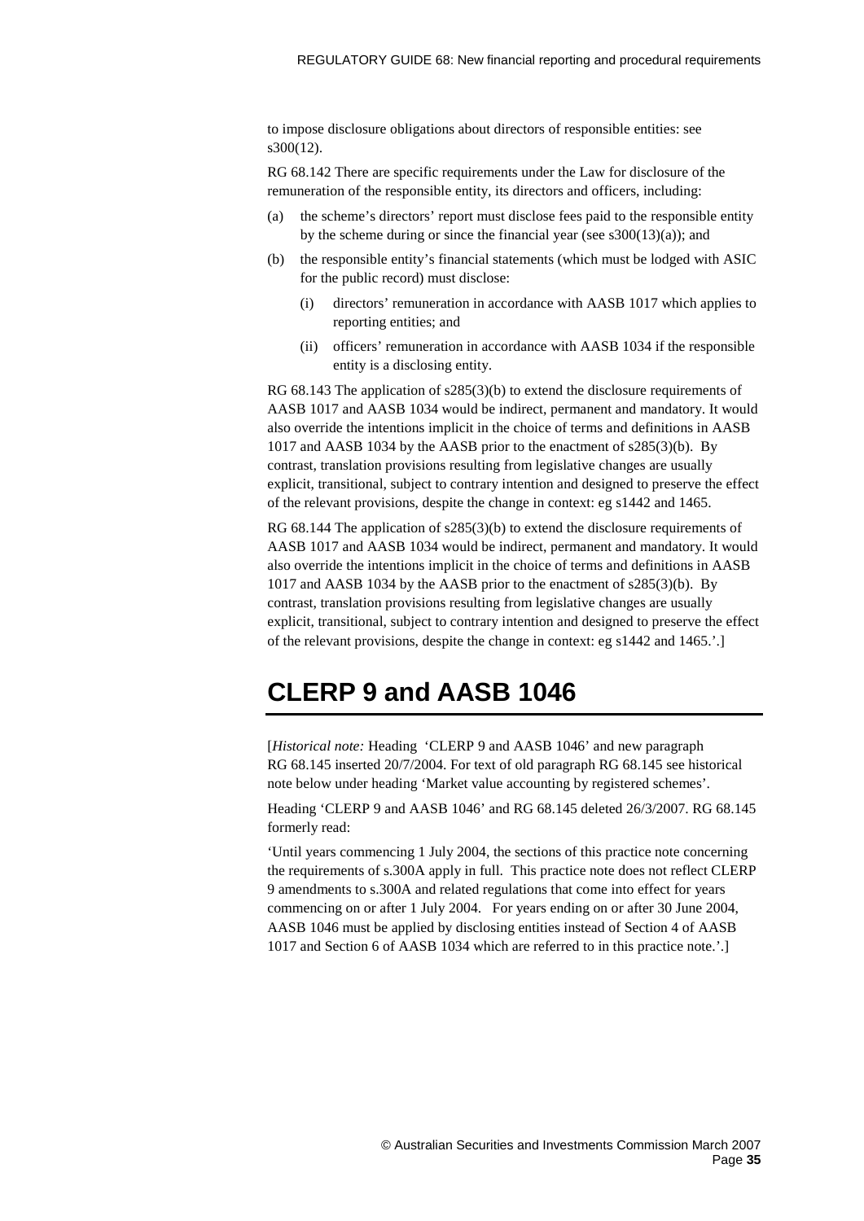to impose disclosure obligations about directors of responsible entities: see s300(12).

RG 68.142 There are specific requirements under the Law for disclosure of the remuneration of the responsible entity, its directors and officers, including:

(a) the scheme's directors' report must disclose fees paid to the responsible entity by the scheme during or since the financial year (see s300(13)(a)); and

(b) the responsible entity's financial statements (which must be lodged with ASIC for the public record) must disclose:

   (i) directors' remuneration in accordance with AASB 1017 which applies to reporting entities; and

   (ii) officers' remuneration in accordance with AASB 1034 if the responsible entity is a disclosing entity.

RG 68.143 The application of s285(3)(b) to extend the disclosure requirements of AASB 1017 and AASB 1034 would be indirect, permanent and mandatory. It would also override the intentions implicit in the choice of terms and definitions in AASB 1017 and AASB 1034 by the AASB prior to the enactment of s285(3)(b). By contrast, translation provisions resulting from legislative changes are usually explicit, transitional, subject to contrary intention and designed to preserve the effect of the relevant provisions, despite the change in context: eg s1442 and 1465.

RG 68.144 The application of s285(3)(b) to extend the disclosure requirements of AASB 1017 and AASB 1034 would be indirect, permanent and mandatory. It would also override the intentions implicit in the choice of terms and definitions in AASB 1017 and AASB 1034 by the AASB prior to the enactment of s285(3)(b). By contrast, translation provisions resulting from legislative changes are usually explicit, transitional, subject to contrary intention and designed to preserve the effect of the relevant provisions, despite the change in context: eg s1442 and 1465.'.]

# CLERP 9 and AASB 1046

[*Historical note:* Heading 'CLERP 9 and AASB 1046' and new paragraph RG 68.145 inserted 20/7/2004. For text of old paragraph RG 68.145 see historical note below under heading 'Market value accounting by registered schemes'.

Heading 'CLERP 9 and AASB 1046' and RG 68.145 deleted 26/3/2007. RG 68.145 formerly read:

'Until years commencing 1 July 2004, the sections of this practice note concerning the requirements of s.300A apply in full. This practice note does not reflect CLERP 9 amendments to s.300A and related regulations that come into effect for years commencing on or after 1 July 2004. For years ending on or after 30 June 2004, AASB 1046 must be applied by disclosing entities instead of Section 4 of AASB 1017 and Section 6 of AASB 1034 which are referred to in this practice note.'.]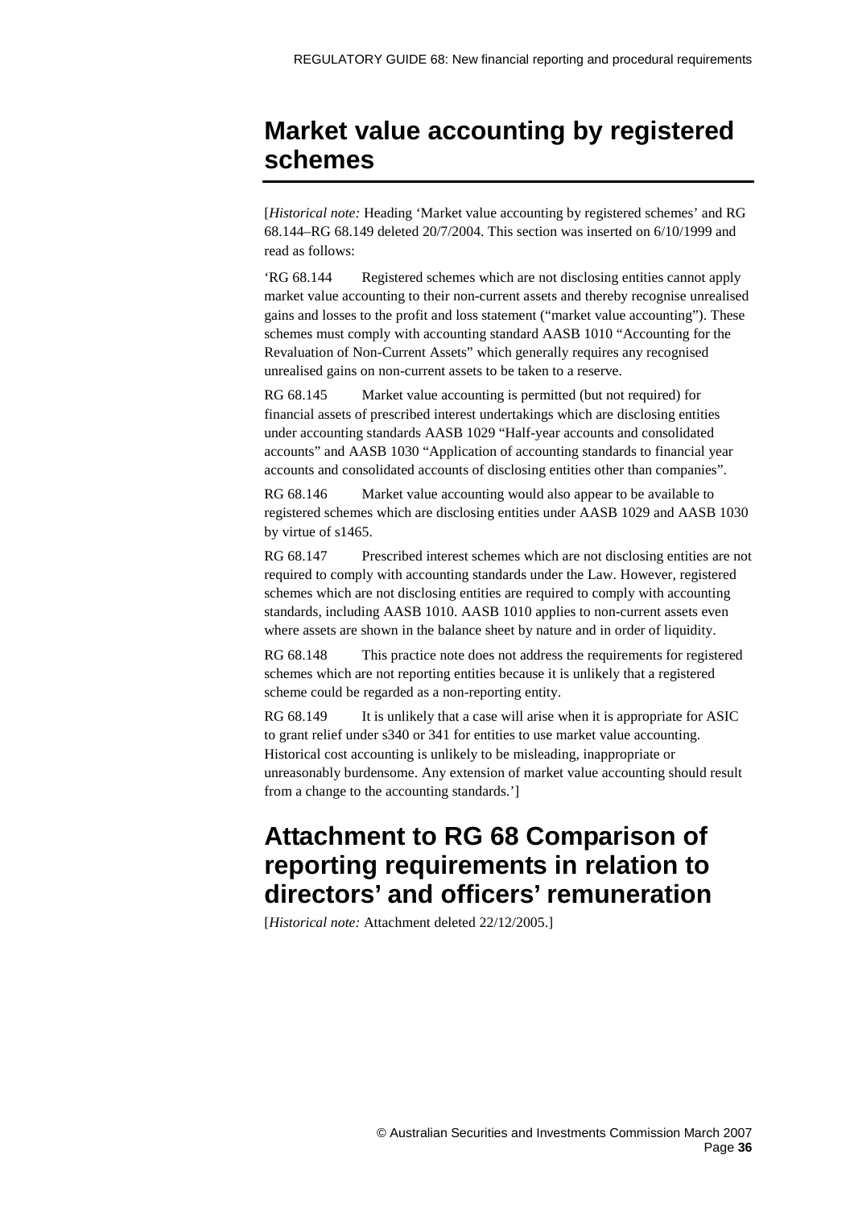# Market value accounting by registered schemes

[*Historical note:* Heading 'Market value accounting by registered schemes' and RG 68.144–RG 68.149 deleted 20/7/2004. This section was inserted on 6/10/1999 and read as follows:

'RG 68.144 Registered schemes which are not disclosing entities cannot apply market value accounting to their non-current assets and thereby recognise unrealised gains and losses to the profit and loss statement ("market value accounting"). These schemes must comply with accounting standard AASB 1010 "Accounting for the Revaluation of Non-Current Assets" which generally requires any recognised unrealised gains on non-current assets to be taken to a reserve.

RG 68.145 Market value accounting is permitted (but not required) for financial assets of prescribed interest undertakings which are disclosing entities under accounting standards AASB 1029 "Half-year accounts and consolidated accounts" and AASB 1030 "Application of accounting standards to financial year accounts and consolidated accounts of disclosing entities other than companies".

RG 68.146 Market value accounting would also appear to be available to registered schemes which are disclosing entities under AASB 1029 and AASB 1030 by virtue of s1465.

RG 68.147 Prescribed interest schemes which are not disclosing entities are not required to comply with accounting standards under the Law. However, registered schemes which are not disclosing entities are required to comply with accounting standards, including AASB 1010. AASB 1010 applies to non-current assets even where assets are shown in the balance sheet by nature and in order of liquidity.

RG 68.148 This practice note does not address the requirements for registered schemes which are not reporting entities because it is unlikely that a registered scheme could be regarded as a non-reporting entity.

RG 68.149 It is unlikely that a case will arise when it is appropriate for ASIC to grant relief under s340 or 341 for entities to use market value accounting. Historical cost accounting is unlikely to be misleading, inappropriate or unreasonably burdensome. Any extension of market value accounting should result from a change to the accounting standards.']

# Attachment to RG 68 Comparison of reporting requirements in relation to directors' and officers' remuneration

[*Historical note:* Attachment deleted 22/12/2005.]